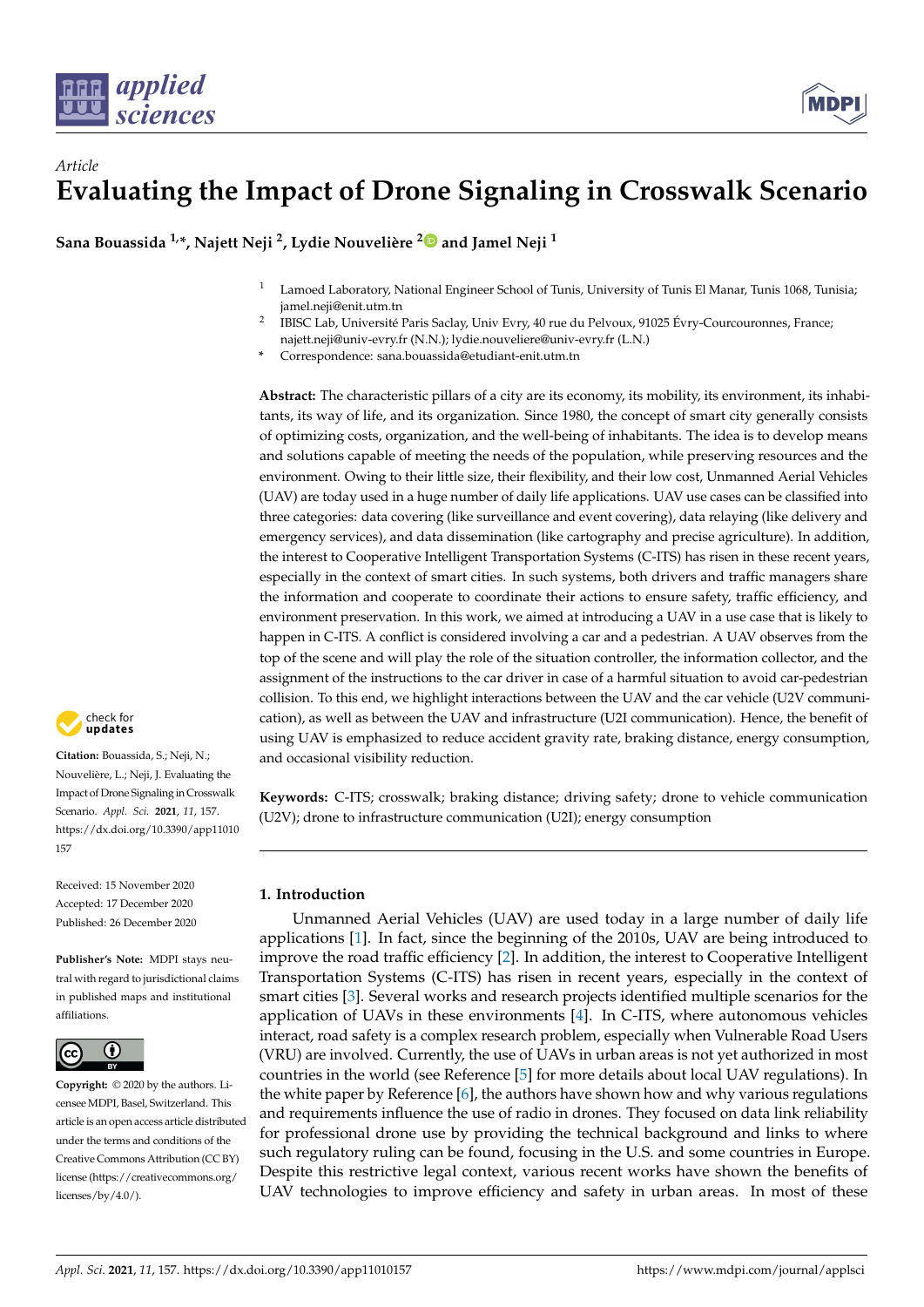*Article*

# Evaluating the Impact of Drone Signaling in Crosswalk Scenario

**Sana Bouassida [1,*], Najett Neji [2], Lydie Nouvelière [2] and Jamel Neji [1]**

[1] Lamoed Laboratory, National Engineer School of Tunis, University of Tunis El Manar, Tunis 1068, Tunisia; jamel.neji@enit.utm.tn

[2] IBISC Lab, Université Paris Saclay, Univ Evry, 40 rue du Pelvoux, 91025 Évry-Courcouronnes, France; najett.neji@univ-evry.fr (N.N.); lydie.nouveliere@univ-evry.fr (L.N.)

* Correspondence: sana.bouassida@etudiant-enit.utm.tn

**Abstract:** The characteristic pillars of a city are its economy, its mobility, its environment, its inhabitants, its way of life, and its organization. Since 1980, the concept of smart city generally consists of optimizing costs, organization, and the well-being of inhabitants. The idea is to develop means and solutions capable of meeting the needs of the population, while preserving resources and the environment. Owing to their little size, their flexibility, and their low cost, Unmanned Aerial Vehicles (UAV) are today used in a huge number of daily life applications. UAV use cases can be classified into three categories: data covering (like surveillance and event covering), data relaying (like delivery and emergency services), and data dissemination (like cartography and precise agriculture). In addition, the interest to Cooperative Intelligent Transportation Systems (C-ITS) has risen in these recent years, especially in the context of smart cities. In such systems, both drivers and traffic managers share the information and cooperate to coordinate their actions to ensure safety, traffic efficiency, and environment preservation. In this work, we aimed at introducing a UAV in a use case that is likely to happen in C-ITS. A conflict is considered involving a car and a pedestrian. A UAV observes from the top of the scene and will play the role of the situation controller, the information collector, and the assignment of the instructions to the car driver in case of a harmful situation to avoid car-pedestrian collision. To this end, we highlight interactions between the UAV and the car vehicle (U2V communication), as well as between the UAV and infrastructure (U2I communication). Hence, the benefit of using UAV is emphasized to reduce accident gravity rate, braking distance, energy consumption, and occasional visibility reduction.

**Keywords:** C-ITS; crosswalk; braking distance; driving safety; drone to vehicle communication (U2V); drone to infrastructure communication (U2I); energy consumption

**Citation:** Bouassida, S.; Neji, N.; Nouvelière, L.; Neji, J. Evaluating the Impact of Drone Signaling in Crosswalk Scenario. *Appl. Sci.* **2021**, *11*, 157. https://dx.doi.org/10.3390/app11010157

Received: 15 November 2020
Accepted: 17 December 2020
Published: 26 December 2020

**Publisher's Note:** MDPI stays neutral with regard to jurisdictional claims in published maps and institutional affiliations.

**Copyright:** © 2020 by the authors. Licensee MDPI, Basel, Switzerland. This article is an open access article distributed under the terms and conditions of the Creative Commons Attribution (CC BY) license (https://creativecommons.org/licenses/by/4.0/).

## 1. Introduction

Unmanned Aerial Vehicles (UAV) are used today in a large number of daily life applications [1]. In fact, since the beginning of the 2010s, UAV are being introduced to improve the road traffic efficiency [2]. In addition, the interest to Cooperative Intelligent Transportation Systems (C-ITS) has risen in recent years, especially in the context of smart cities [3]. Several works and research projects identified multiple scenarios for the application of UAVs in these environments [4]. In C-ITS, where autonomous vehicles interact, road safety is a complex research problem, especially when Vulnerable Road Users (VRU) are involved. Currently, the use of UAVs in urban areas is not yet authorized in most countries in the world (see Reference [5] for more details about local UAV regulations). In the white paper by Reference [6], the authors have shown how and why various regulations and requirements influence the use of radio in drones. They focused on data link reliability for professional drone use by providing the technical background and links to where such regulatory ruling can be found, focusing in the U.S. and some countries in Europe. Despite this restrictive legal context, various recent works have shown the benefits of UAV technologies to improve efficiency and safety in urban areas. In most of these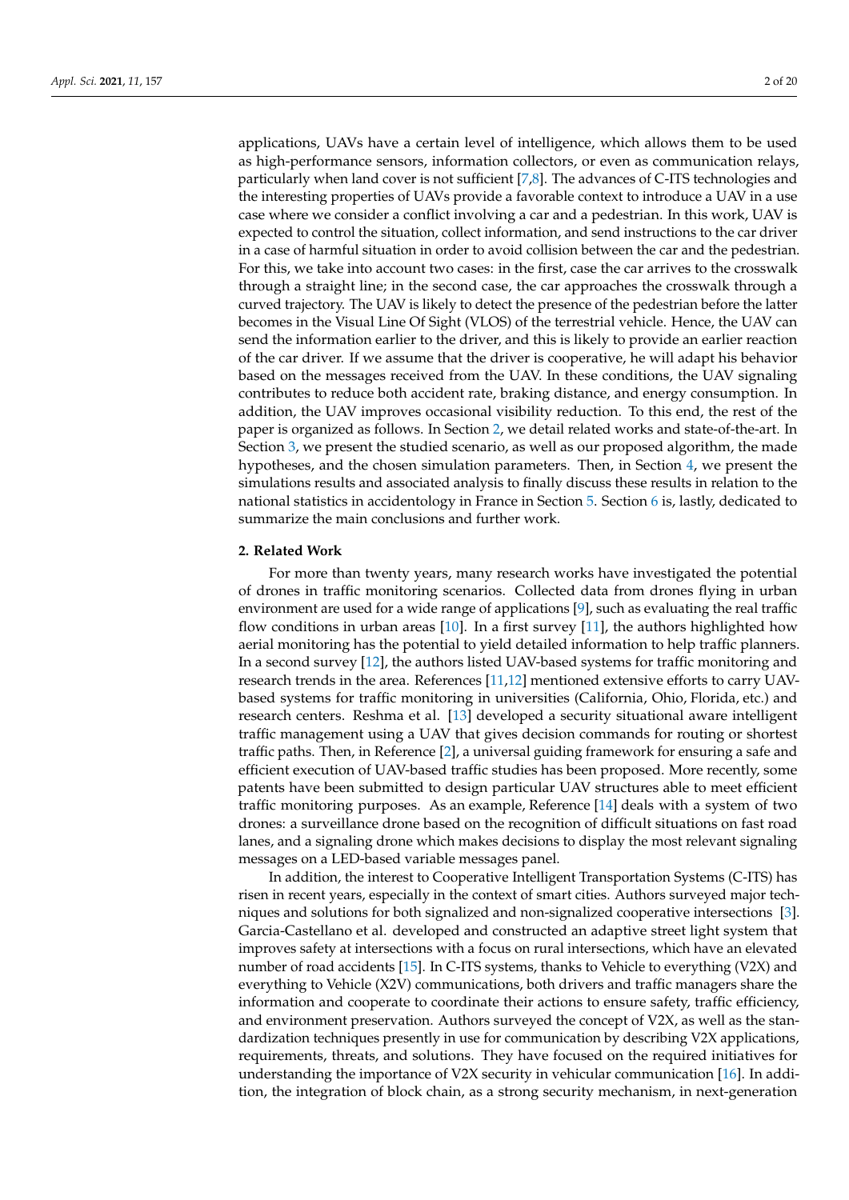applications, UAVs have a certain level of intelligence, which allows them to be used as high-performance sensors, information collectors, or even as communication relays, particularly when land cover is not sufficient [7,8]. The advances of C-ITS technologies and the interesting properties of UAVs provide a favorable context to introduce a UAV in a use case where we consider a conflict involving a car and a pedestrian. In this work, UAV is expected to control the situation, collect information, and send instructions to the car driver in a case of harmful situation in order to avoid collision between the car and the pedestrian. For this, we take into account two cases: in the first, case the car arrives to the crosswalk through a straight line; in the second case, the car approaches the crosswalk through a curved trajectory. The UAV is likely to detect the presence of the pedestrian before the latter becomes in the Visual Line Of Sight (VLOS) of the terrestrial vehicle. Hence, the UAV can send the information earlier to the driver, and this is likely to provide an earlier reaction of the car driver. If we assume that the driver is cooperative, he will adapt his behavior based on the messages received from the UAV. In these conditions, the UAV signaling contributes to reduce both accident rate, braking distance, and energy consumption. In addition, the UAV improves occasional visibility reduction. To this end, the rest of the paper is organized as follows. In Section 2, we detail related works and state-of-the-art. In Section 3, we present the studied scenario, as well as our proposed algorithm, the made hypotheses, and the chosen simulation parameters. Then, in Section 4, we present the simulations results and associated analysis to finally discuss these results in relation to the national statistics in accidentology in France in Section 5. Section 6 is, lastly, dedicated to summarize the main conclusions and further work.

## 2. Related Work

For more than twenty years, many research works have investigated the potential of drones in traffic monitoring scenarios. Collected data from drones flying in urban environment are used for a wide range of applications [9], such as evaluating the real traffic flow conditions in urban areas [10]. In a first survey [11], the authors highlighted how aerial monitoring has the potential to yield detailed information to help traffic planners. In a second survey [12], the authors listed UAV-based systems for traffic monitoring and research trends in the area. References [11,12] mentioned extensive efforts to carry UAV-based systems for traffic monitoring in universities (California, Ohio, Florida, etc.) and research centers. Reshma et al. [13] developed a security situational aware intelligent traffic management using a UAV that gives decision commands for routing or shortest traffic paths. Then, in Reference [2], a universal guiding framework for ensuring a safe and efficient execution of UAV-based traffic studies has been proposed. More recently, some patents have been submitted to design particular UAV structures able to meet efficient traffic monitoring purposes. As an example, Reference [14] deals with a system of two drones: a surveillance drone based on the recognition of difficult situations on fast road lanes, and a signaling drone which makes decisions to display the most relevant signaling messages on a LED-based variable messages panel.

In addition, the interest to Cooperative Intelligent Transportation Systems (C-ITS) has risen in recent years, especially in the context of smart cities. Authors surveyed major techniques and solutions for both signalized and non-signalized cooperative intersections [3]. Garcia-Castellano et al. developed and constructed an adaptive street light system that improves safety at intersections with a focus on rural intersections, which have an elevated number of road accidents [15]. In C-ITS systems, thanks to Vehicle to everything (V2X) and everything to Vehicle (X2V) communications, both drivers and traffic managers share the information and cooperate to coordinate their actions to ensure safety, traffic efficiency, and environment preservation. Authors surveyed the concept of V2X, as well as the standardization techniques presently in use for communication by describing V2X applications, requirements, threats, and solutions. They have focused on the required initiatives for understanding the importance of V2X security in vehicular communication [16]. In addition, the integration of block chain, as a strong security mechanism, in next-generation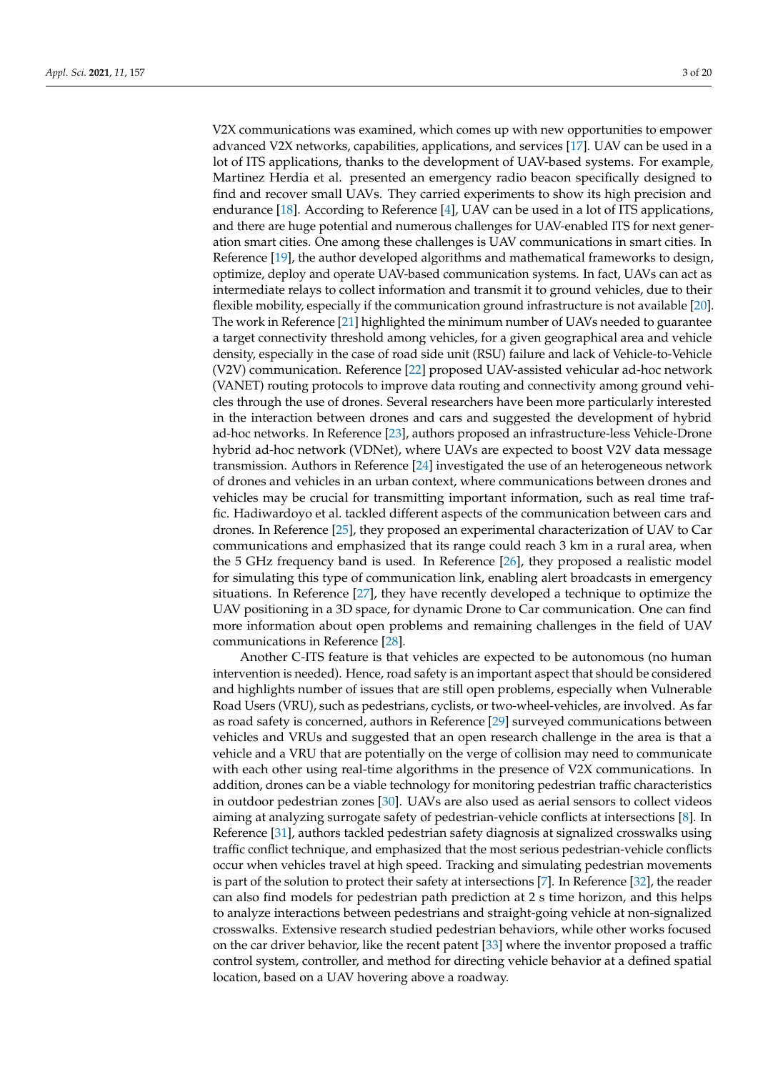V2X communications was examined, which comes up with new opportunities to empower advanced V2X networks, capabilities, applications, and services [17]. UAV can be used in a lot of ITS applications, thanks to the development of UAV-based systems. For example, Martinez Herdia et al. presented an emergency radio beacon specifically designed to find and recover small UAVs. They carried experiments to show its high precision and endurance [18]. According to Reference [4], UAV can be used in a lot of ITS applications, and there are huge potential and numerous challenges for UAV-enabled ITS for next generation smart cities. One among these challenges is UAV communications in smart cities. In Reference [19], the author developed algorithms and mathematical frameworks to design, optimize, deploy and operate UAV-based communication systems. In fact, UAVs can act as intermediate relays to collect information and transmit it to ground vehicles, due to their flexible mobility, especially if the communication ground infrastructure is not available [20]. The work in Reference [21] highlighted the minimum number of UAVs needed to guarantee a target connectivity threshold among vehicles, for a given geographical area and vehicle density, especially in the case of road side unit (RSU) failure and lack of Vehicle-to-Vehicle (V2V) communication. Reference [22] proposed UAV-assisted vehicular ad-hoc network (VANET) routing protocols to improve data routing and connectivity among ground vehicles through the use of drones. Several researchers have been more particularly interested in the interaction between drones and cars and suggested the development of hybrid ad-hoc networks. In Reference [23], authors proposed an infrastructure-less Vehicle-Drone hybrid ad-hoc network (VDNet), where UAVs are expected to boost V2V data message transmission. Authors in Reference [24] investigated the use of an heterogeneous network of drones and vehicles in an urban context, where communications between drones and vehicles may be crucial for transmitting important information, such as real time traffic. Hadiwardoyo et al. tackled different aspects of the communication between cars and drones. In Reference [25], they proposed an experimental characterization of UAV to Car communications and emphasized that its range could reach 3 km in a rural area, when the 5 GHz frequency band is used. In Reference [26], they proposed a realistic model for simulating this type of communication link, enabling alert broadcasts in emergency situations. In Reference [27], they have recently developed a technique to optimize the UAV positioning in a 3D space, for dynamic Drone to Car communication. One can find more information about open problems and remaining challenges in the field of UAV communications in Reference [28].

Another C-ITS feature is that vehicles are expected to be autonomous (no human intervention is needed). Hence, road safety is an important aspect that should be considered and highlights number of issues that are still open problems, especially when Vulnerable Road Users (VRU), such as pedestrians, cyclists, or two-wheel-vehicles, are involved. As far as road safety is concerned, authors in Reference [29] surveyed communications between vehicles and VRUs and suggested that an open research challenge in the area is that a vehicle and a VRU that are potentially on the verge of collision may need to communicate with each other using real-time algorithms in the presence of V2X communications. In addition, drones can be a viable technology for monitoring pedestrian traffic characteristics in outdoor pedestrian zones [30]. UAVs are also used as aerial sensors to collect videos aiming at analyzing surrogate safety of pedestrian-vehicle conflicts at intersections [8]. In Reference [31], authors tackled pedestrian safety diagnosis at signalized crosswalks using traffic conflict technique, and emphasized that the most serious pedestrian-vehicle conflicts occur when vehicles travel at high speed. Tracking and simulating pedestrian movements is part of the solution to protect their safety at intersections [7]. In Reference [32], the reader can also find models for pedestrian path prediction at 2 s time horizon, and this helps to analyze interactions between pedestrians and straight-going vehicle at non-signalized crosswalks. Extensive research studied pedestrian behaviors, while other works focused on the car driver behavior, like the recent patent [33] where the inventor proposed a traffic control system, controller, and method for directing vehicle behavior at a defined spatial location, based on a UAV hovering above a roadway.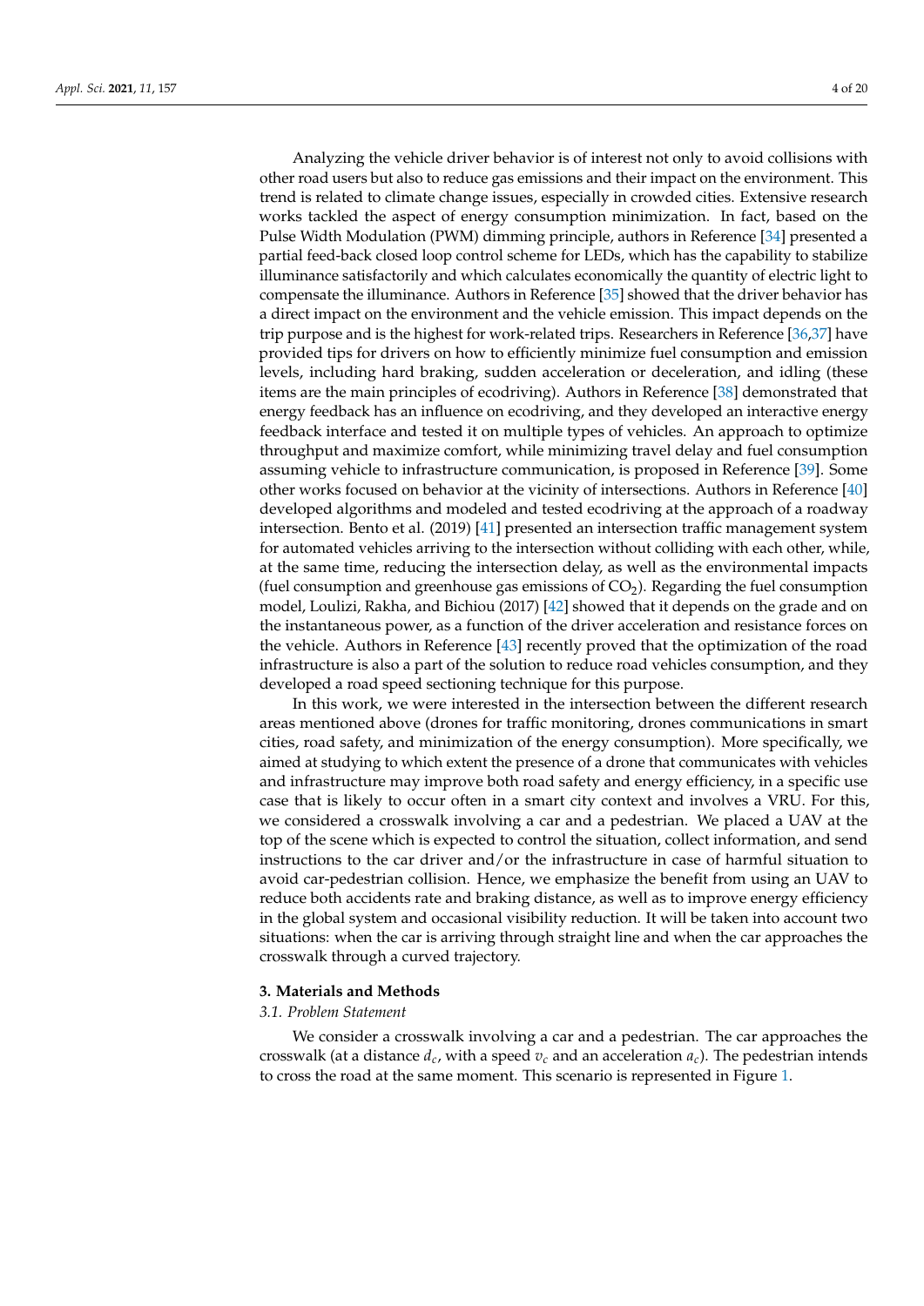Analyzing the vehicle driver behavior is of interest not only to avoid collisions with other road users but also to reduce gas emissions and their impact on the environment. This trend is related to climate change issues, especially in crowded cities. Extensive research works tackled the aspect of energy consumption minimization. In fact, based on the Pulse Width Modulation (PWM) dimming principle, authors in Reference [34] presented a partial feed-back closed loop control scheme for LEDs, which has the capability to stabilize illuminance satisfactorily and which calculates economically the quantity of electric light to compensate the illuminance. Authors in Reference [35] showed that the driver behavior has a direct impact on the environment and the vehicle emission. This impact depends on the trip purpose and is the highest for work-related trips. Researchers in Reference [36,37] have provided tips for drivers on how to efficiently minimize fuel consumption and emission levels, including hard braking, sudden acceleration or deceleration, and idling (these items are the main principles of ecodriving). Authors in Reference [38] demonstrated that energy feedback has an influence on ecodriving, and they developed an interactive energy feedback interface and tested it on multiple types of vehicles. An approach to optimize throughput and maximize comfort, while minimizing travel delay and fuel consumption assuming vehicle to infrastructure communication, is proposed in Reference [39]. Some other works focused on behavior at the vicinity of intersections. Authors in Reference [40] developed algorithms and modeled and tested ecodriving at the approach of a roadway intersection. Bento et al. (2019) [41] presented an intersection traffic management system for automated vehicles arriving to the intersection without colliding with each other, while, at the same time, reducing the intersection delay, as well as the environmental impacts (fuel consumption and greenhouse gas emissions of $CO_2$). Regarding the fuel consumption model, Loulizi, Rakha, and Bichiou (2017) [42] showed that it depends on the grade and on the instantaneous power, as a function of the driver acceleration and resistance forces on the vehicle. Authors in Reference [43] recently proved that the optimization of the road infrastructure is also a part of the solution to reduce road vehicles consumption, and they developed a road speed sectioning technique for this purpose.

In this work, we were interested in the intersection between the different research areas mentioned above (drones for traffic monitoring, drones communications in smart cities, road safety, and minimization of the energy consumption). More specifically, we aimed at studying to which extent the presence of a drone that communicates with vehicles and infrastructure may improve both road safety and energy efficiency, in a specific use case that is likely to occur often in a smart city context and involves a VRU. For this, we considered a crosswalk involving a car and a pedestrian. We placed a UAV at the top of the scene which is expected to control the situation, collect information, and send instructions to the car driver and/or the infrastructure in case of harmful situation to avoid car-pedestrian collision. Hence, we emphasize the benefit from using an UAV to reduce both accidents rate and braking distance, as well as to improve energy efficiency in the global system and occasional visibility reduction. It will be taken into account two situations: when the car is arriving through straight line and when the car approaches the crosswalk through a curved trajectory.

## 3. Materials and Methods

### *3.1. Problem Statement*

We consider a crosswalk involving a car and a pedestrian. The car approaches the crosswalk (at a distance $d_c$, with a speed $v_c$ and an acceleration $a_c$). The pedestrian intends to cross the road at the same moment. This scenario is represented in Figure 1.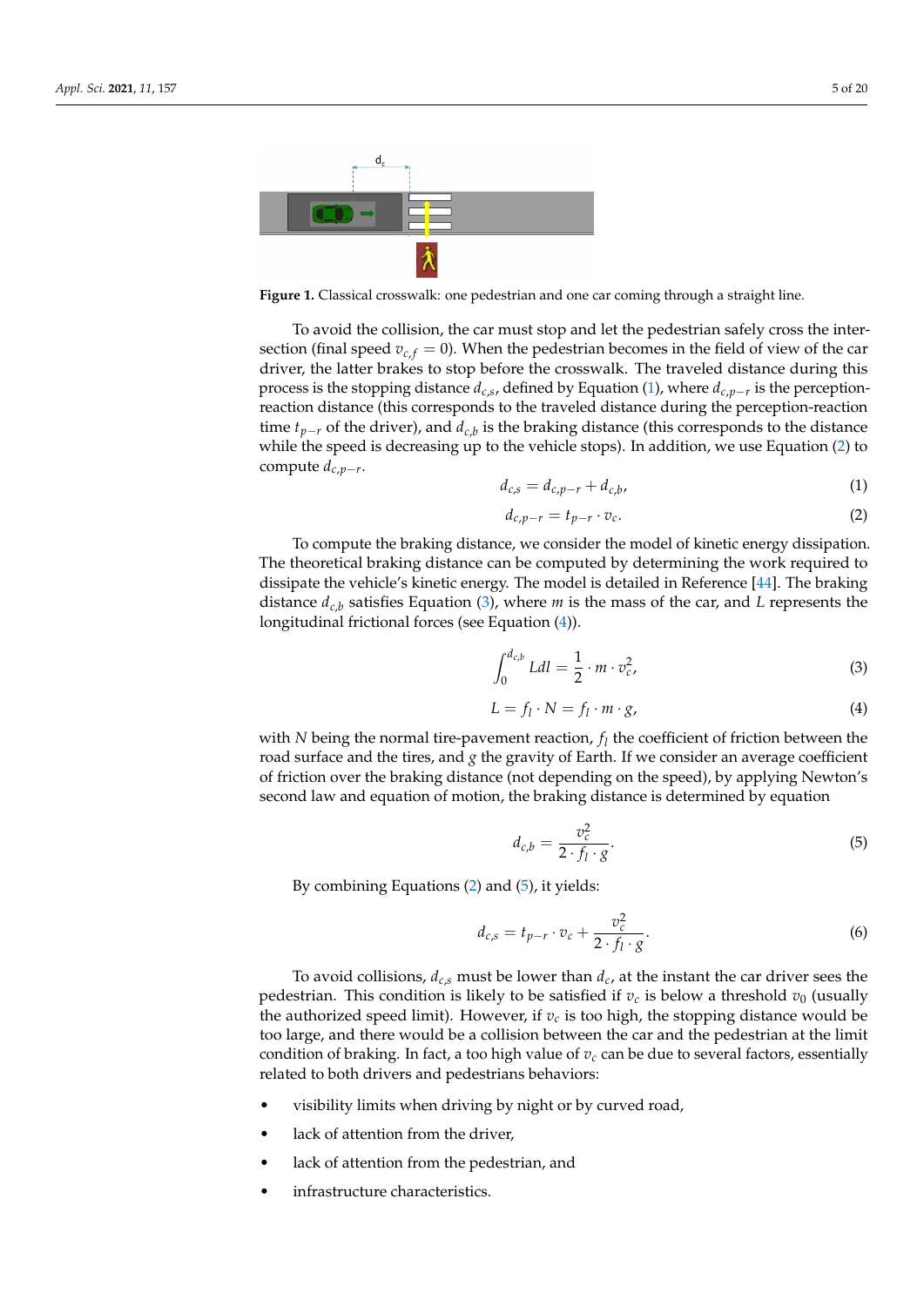**Figure 1.** Classical crosswalk: one pedestrian and one car coming through a straight line.

To avoid the collision, the car must stop and let the pedestrian safely cross the intersection (final speed $v_{c,f} = 0$). When the pedestrian becomes in the field of view of the car driver, the latter brakes to stop before the crosswalk. The traveled distance during this process is the stopping distance $d_{c,s}$, defined by Equation (1), where $d_{c,p-r}$ is the perception-reaction distance (this corresponds to the traveled distance during the perception-reaction time $t_{p-r}$ of the driver), and $d_{c,b}$ is the braking distance (this corresponds to the distance while the speed is decreasing up to the vehicle stops). In addition, we use Equation (2) to compute $d_{c,p-r}$.

$$d_{c,s} = d_{c,p-r} + d_{c,b}, \tag{1}$$

$$d_{c,p-r} = t_{p-r} \cdot v_c. \tag{2}$$

To compute the braking distance, we consider the model of kinetic energy dissipation. The theoretical braking distance can be computed by determining the work required to dissipate the vehicle's kinetic energy. The model is detailed in Reference [44]. The braking distance $d_{c,b}$ satisfies Equation (3), where $m$ is the mass of the car, and $L$ represents the longitudinal frictional forces (see Equation (4)).

$$\int_0^{d_{c,b}} L dl = \frac{1}{2} \cdot m \cdot v_c^2, \tag{3}$$

$$L = f_l \cdot N = f_l \cdot m \cdot g, \tag{4}$$

with $N$ being the normal tire-pavement reaction, $f_l$ the coefficient of friction between the road surface and the tires, and $g$ the gravity of Earth. If we consider an average coefficient of friction over the braking distance (not depending on the speed), by applying Newton's second law and equation of motion, the braking distance is determined by equation

$$d_{c,b} = \frac{v_c^2}{2 \cdot f_l \cdot g}. \tag{5}$$

By combining Equations (2) and (5), it yields:

$$d_{c,s} = t_{p-r} \cdot v_c + \frac{v_c^2}{2 \cdot f_l \cdot g}. \tag{6}$$

To avoid collisions, $d_{c,s}$ must be lower than $d_c$, at the instant the car driver sees the pedestrian. This condition is likely to be satisfied if $v_c$ is below a threshold $v_0$ (usually the authorized speed limit). However, if $v_c$ is too high, the stopping distance would be too large, and there would be a collision between the car and the pedestrian at the limit condition of braking. In fact, a too high value of $v_c$ can be due to several factors, essentially related to both drivers and pedestrians behaviors:

- visibility limits when driving by night or by curved road,
- lack of attention from the driver,
- lack of attention from the pedestrian, and
- infrastructure characteristics.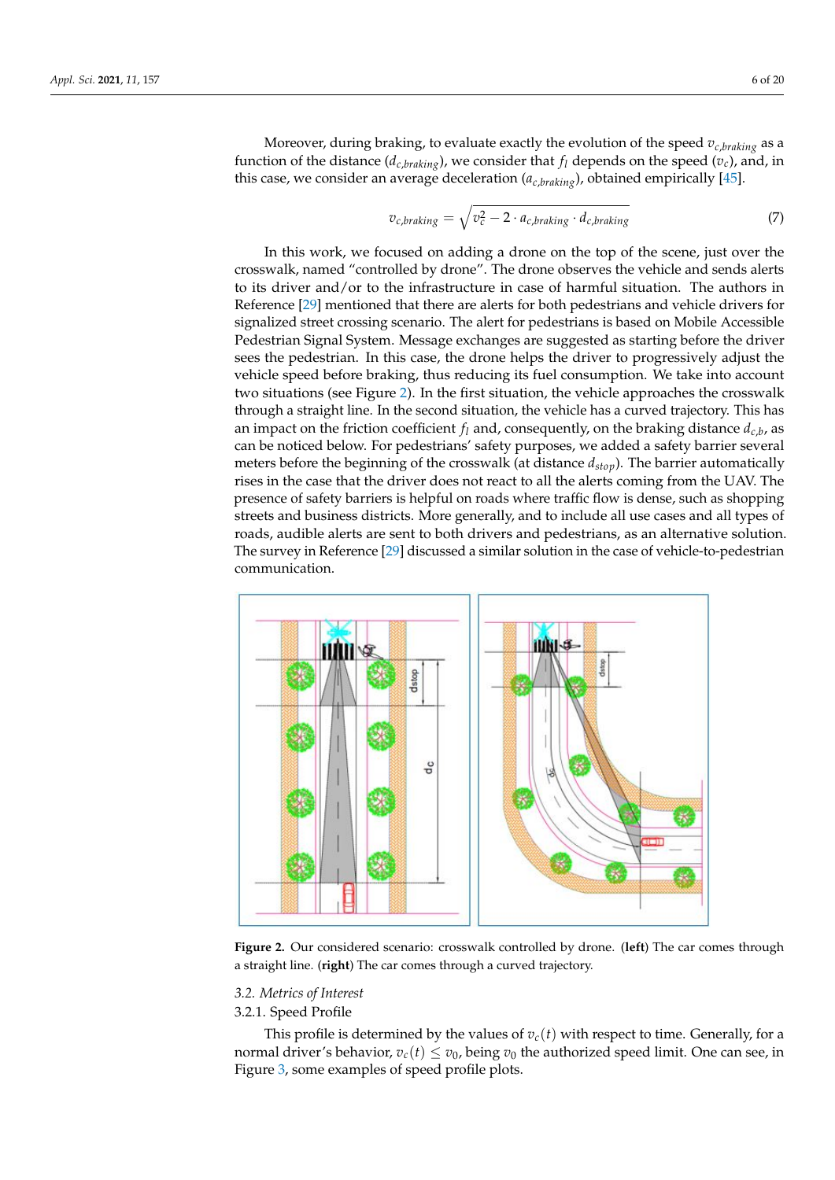Moreover, during braking, to evaluate exactly the evolution of the speed $v_{c,braking}$ as a function of the distance ($d_{c,braking}$), we consider that $f_l$ depends on the speed ($v_c$), and, in this case, we consider an average deceleration ($a_{c,braking}$), obtained empirically [45].

$$v_{c,braking} = \sqrt{v_c^2 - 2 \cdot a_{c,braking} \cdot d_{c,braking}} \tag{7}$$

In this work, we focused on adding a drone on the top of the scene, just over the crosswalk, named "controlled by drone". The drone observes the vehicle and sends alerts to its driver and/or to the infrastructure in case of harmful situation. The authors in Reference [29] mentioned that there are alerts for both pedestrians and vehicle drivers for signalized street crossing scenario. The alert for pedestrians is based on Mobile Accessible Pedestrian Signal System. Message exchanges are suggested as starting before the driver sees the pedestrian. In this case, the drone helps the driver to progressively adjust the vehicle speed before braking, thus reducing its fuel consumption. We take into account two situations (see Figure 2). In the first situation, the vehicle approaches the crosswalk through a straight line. In the second situation, the vehicle has a curved trajectory. This has an impact on the friction coefficient $f_l$ and, consequently, on the braking distance $d_{c,b}$, as can be noticed below. For pedestrians' safety purposes, we added a safety barrier several meters before the beginning of the crosswalk (at distance $d_{stop}$). The barrier automatically rises in the case that the driver does not react to all the alerts coming from the UAV. The presence of safety barriers is helpful on roads where traffic flow is dense, such as shopping streets and business districts. More generally, and to include all use cases and all types of roads, audible alerts are sent to both drivers and pedestrians, as an alternative solution. The survey in Reference [29] discussed a similar solution in the case of vehicle-to-pedestrian communication.

**Figure 2.** Our considered scenario: crosswalk controlled by drone. (**left**) The car comes through a straight line. (**right**) The car comes through a curved trajectory.

### 3.2. Metrics of Interest

#### 3.2.1. Speed Profile

This profile is determined by the values of $v_c(t)$ with respect to time. Generally, for a normal driver's behavior, $v_c(t) \leq v_0$, being $v_0$ the authorized speed limit. One can see, in Figure 3, some examples of speed profile plots.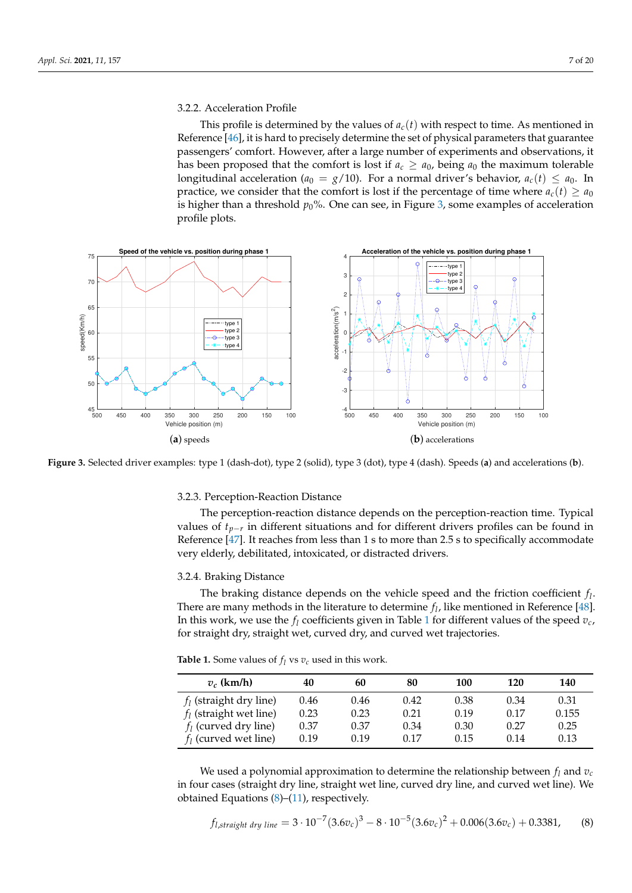#### 3.2.2. Acceleration Profile

This profile is determined by the values of $a_c(t)$ with respect to time. As mentioned in Reference [46], it is hard to precisely determine the set of physical parameters that guarantee passengers' comfort. However, after a large number of experiments and observations, it has been proposed that the comfort is lost if $a_c \geq a_0$, being $a_0$ the maximum tolerable longitudinal acceleration ($a_0 = g/10$). For a normal driver's behavior, $a_c(t) \leq a_0$. In practice, we consider that the comfort is lost if the percentage of time where $a_c(t) \geq a_0$ is higher than a threshold $p_0$%. One can see, in Figure 3, some examples of acceleration profile plots.

(**a**) speeds

(**b**) accelerations

**Figure 3.** Selected driver examples: type 1 (dash-dot), type 2 (solid), type 3 (dot), type 4 (dash). Speeds (**a**) and accelerations (**b**).

#### 3.2.3. Perception-Reaction Distance

The perception-reaction distance depends on the perception-reaction time. Typical values of $t_{p-r}$ in different situations and for different drivers profiles can be found in Reference [47]. It reaches from less than 1 s to more than 2.5 s to specifically accommodate very elderly, debilitated, intoxicated, or distracted drivers.

#### 3.2.4. Braking Distance

The braking distance depends on the vehicle speed and the friction coefficient $f_l$. There are many methods in the literature to determine $f_l$, like mentioned in Reference [48]. In this work, we use the $f_l$ coefficients given in Table 1 for different values of the speed $v_c$, for straight dry, straight wet, curved dry, and curved wet trajectories.

**Table 1.** Some values of $f_l$ vs $v_c$ used in this work.

| $v_c$ (km/h) | 40 | 60 | 80 | 100 | 120 | 140 |
|---|---|---|---|---|---|---|
| $f_l$ (straight dry line) | 0.46 | 0.46 | 0.42 | 0.38 | 0.34 | 0.31 |
| $f_l$ (straight wet line) | 0.23 | 0.23 | 0.21 | 0.19 | 0.17 | 0.155 |
| $f_l$ (curved dry line) | 0.37 | 0.37 | 0.34 | 0.30 | 0.27 | 0.25 |
| $f_l$ (curved wet line) | 0.19 | 0.19 | 0.17 | 0.15 | 0.14 | 0.13 |

We used a polynomial approximation to determine the relationship between $f_l$ and $v_c$ in four cases (straight dry line, straight wet line, curved dry line, and curved wet line). We obtained Equations (8)–(11), respectively.

$$f_{l,straight\ dry\ line} = 3 \cdot 10^{-7}(3.6v_c)^3 - 8 \cdot 10^{-5}(3.6v_c)^2 + 0.006(3.6v_c) + 0.3381, \tag{8}$$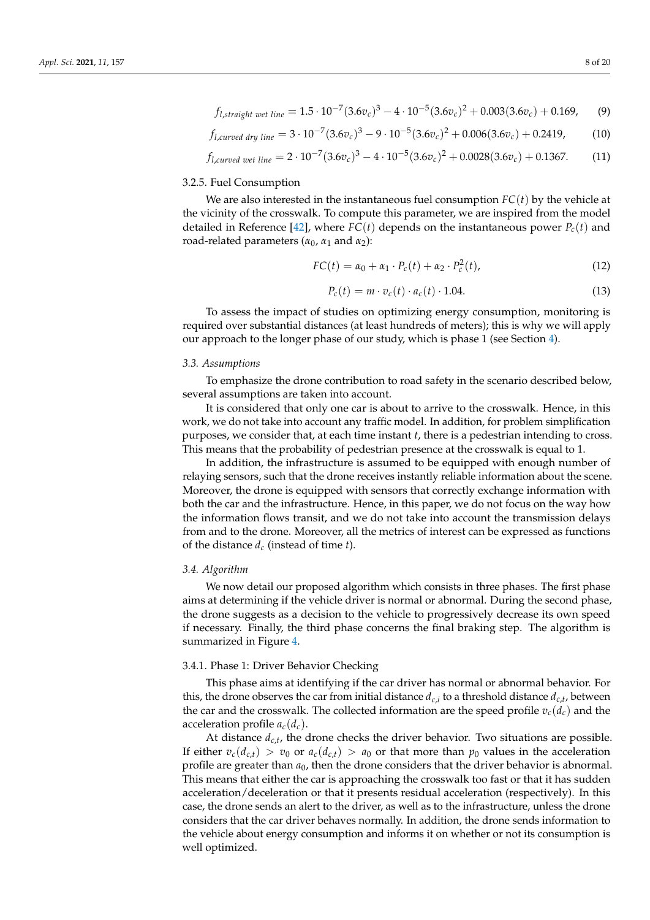$$f_{l,straight\ wet\ line} = 1.5 \cdot 10^{-7}(3.6v_c)^3 - 4 \cdot 10^{-5}(3.6v_c)^2 + 0.003(3.6v_c) + 0.169, \tag{9}$$

$$f_{l,curved\ dry\ line} = 3 \cdot 10^{-7}(3.6v_c)^3 - 9 \cdot 10^{-5}(3.6v_c)^2 + 0.006(3.6v_c) + 0.2419, \tag{10}$$

$$f_{l,curved\ wet\ line} = 2 \cdot 10^{-7}(3.6v_c)^3 - 4 \cdot 10^{-5}(3.6v_c)^2 + 0.0028(3.6v_c) + 0.1367. \tag{11}$$

#### 3.2.5. Fuel Consumption

We are also interested in the instantaneous fuel consumption $FC(t)$ by the vehicle at the vicinity of the crosswalk. To compute this parameter, we are inspired from the model detailed in Reference [42], where $FC(t)$ depends on the instantaneous power $P_c(t)$ and road-related parameters ($\alpha_0$, $\alpha_1$ and $\alpha_2$):

$$FC(t) = \alpha_0 + \alpha_1 \cdot P_c(t) + \alpha_2 \cdot P_c^2(t), \tag{12}$$

$$P_c(t) = m \cdot v_c(t) \cdot a_c(t) \cdot 1.04. \tag{13}$$

To assess the impact of studies on optimizing energy consumption, monitoring is required over substantial distances (at least hundreds of meters); this is why we will apply our approach to the longer phase of our study, which is phase 1 (see Section 4).

### 3.3. Assumptions

To emphasize the drone contribution to road safety in the scenario described below, several assumptions are taken into account.

It is considered that only one car is about to arrive to the crosswalk. Hence, in this work, we do not take into account any traffic model. In addition, for problem simplification purposes, we consider that, at each time instant $t$, there is a pedestrian intending to cross. This means that the probability of pedestrian presence at the crosswalk is equal to 1.

In addition, the infrastructure is assumed to be equipped with enough number of relaying sensors, such that the drone receives instantly reliable information about the scene. Moreover, the drone is equipped with sensors that correctly exchange information with both the car and the infrastructure. Hence, in this paper, we do not focus on the way how the information flows transit, and we do not take into account the transmission delays from and to the drone. Moreover, all the metrics of interest can be expressed as functions of the distance $d_c$ (instead of time $t$).

### 3.4. Algorithm

We now detail our proposed algorithm which consists in three phases. The first phase aims at determining if the vehicle driver is normal or abnormal. During the second phase, the drone suggests as a decision to the vehicle to progressively decrease its own speed if necessary. Finally, the third phase concerns the final braking step. The algorithm is summarized in Figure 4.

#### 3.4.1. Phase 1: Driver Behavior Checking

This phase aims at identifying if the car driver has normal or abnormal behavior. For this, the drone observes the car from initial distance $d_{c,i}$ to a threshold distance $d_{c,t}$, between the car and the crosswalk. The collected information are the speed profile $v_c(d_c)$ and the acceleration profile $a_c(d_c)$.

At distance $d_{c,t}$, the drone checks the driver behavior. Two situations are possible. If either $v_c(d_{c,t}) > v_0$ or $a_c(d_{c,t}) > a_0$ or that more than $p_0$ values in the acceleration profile are greater than $a_0$, then the drone considers that the driver behavior is abnormal. This means that either the car is approaching the crosswalk too fast or that it has sudden acceleration/deceleration or that it presents residual acceleration (respectively). In this case, the drone sends an alert to the driver, as well as to the infrastructure, unless the drone considers that the car driver behaves normally. In addition, the drone sends information to the vehicle about energy consumption and informs it on whether or not its consumption is well optimized.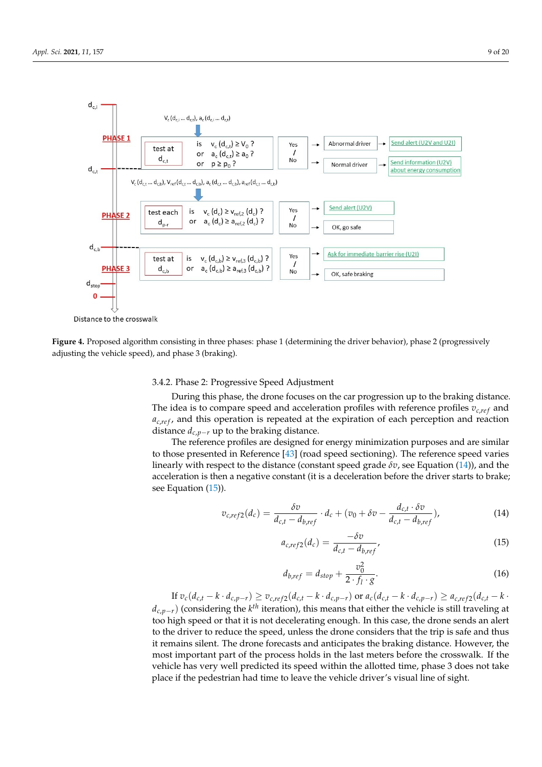**Figure 4.** Proposed algorithm consisting in three phases: phase 1 (determining the driver behavior), phase 2 (progressively adjusting the vehicle speed), and phase 3 (braking).

#### 3.4.2. Phase 2: Progressive Speed Adjustment

During this phase, the drone focuses on the car progression up to the braking distance. The idea is to compare speed and acceleration profiles with reference profiles $v_{c,ref}$ and $a_{c,ref}$, and this operation is repeated at the expiration of each perception and reaction distance $d_{c,p-r}$ up to the braking distance.

The reference profiles are designed for energy minimization purposes and are similar to those presented in Reference [43] (road speed sectioning). The reference speed varies linearly with respect to the distance (constant speed grade $\delta v$, see Equation (14)), and the acceleration is then a negative constant (it is a deceleration before the driver starts to brake; see Equation (15)).

$$v_{c,ref2}(d_c) = \frac{\delta v}{d_{c,t} - d_{b,ref}} \cdot d_c + (v_0 + \delta v - \frac{d_{c,t} \cdot \delta v}{d_{c,t} - d_{b,ref}}), \tag{14}$$

$$a_{c,ref2}(d_c) = \frac{-\delta v}{d_{c,t} - d_{b,ref}}, \tag{15}$$

$$d_{b,ref} = d_{stop} + \frac{v_0^2}{2 \cdot f_l \cdot g}. \tag{16}$$

If $v_c(d_{c,t} - k \cdot d_{c,p-r}) \geq v_{c,ref2}(d_{c,t} - k \cdot d_{c,p-r})$ or $a_c(d_{c,t} - k \cdot d_{c,p-r}) \geq a_{c,ref2}(d_{c,t} - k \cdot d_{c,p-r})$ (considering the $k^{th}$ iteration), this means that either the vehicle is still traveling at too high speed or that it is not decelerating enough. In this case, the drone sends an alert to the driver to reduce the speed, unless the drone considers that the trip is safe and thus it remains silent. The drone forecasts and anticipates the braking distance. However, the most important part of the process holds in the last meters before the crosswalk. If the vehicle has very well predicted its speed within the allotted time, phase 3 does not take place if the pedestrian had time to leave the vehicle driver's visual line of sight.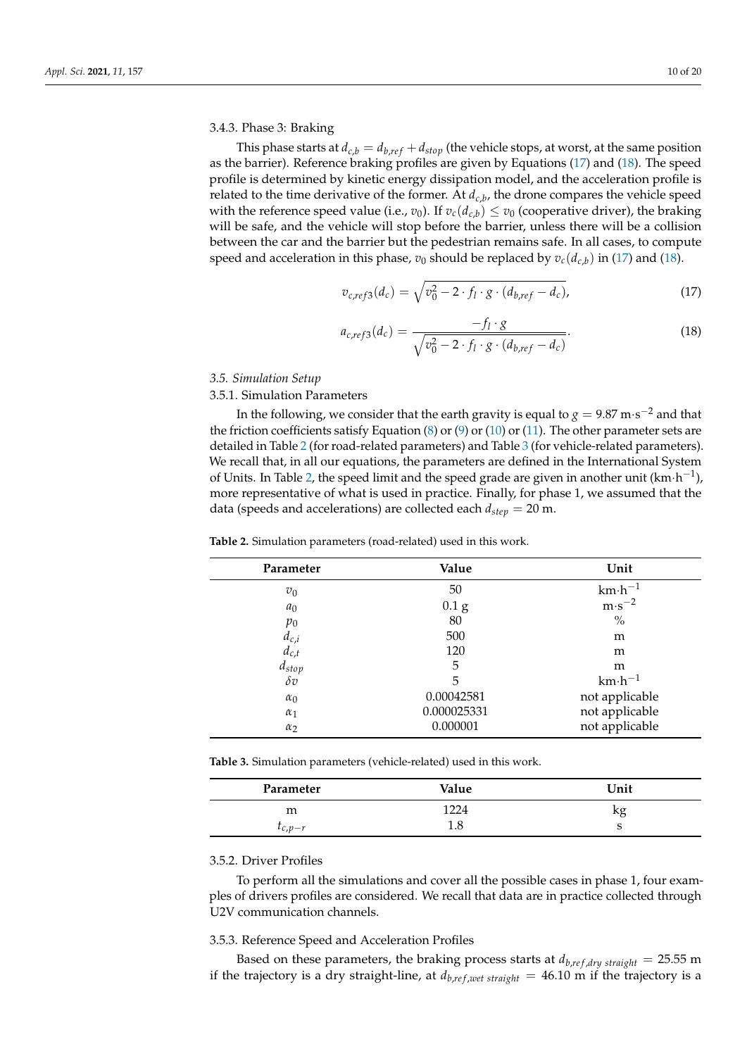#### 3.4.3. Phase 3: Braking

This phase starts at $d_{c,b} = d_{b,ref} + d_{stop}$ (the vehicle stops, at worst, at the same position as the barrier). Reference braking profiles are given by Equations (17) and (18). The speed profile is determined by kinetic energy dissipation model, and the acceleration profile is related to the time derivative of the former. At $d_{c,b}$, the drone compares the vehicle speed with the reference speed value (i.e., $v_0$). If $v_c(d_{c,b}) \leq v_0$ (cooperative driver), the braking will be safe, and the vehicle will stop before the barrier, unless there will be a collision between the car and the barrier but the pedestrian remains safe. In all cases, to compute speed and acceleration in this phase, $v_0$ should be replaced by $v_c(d_{c,b})$ in (17) and (18).

$$v_{c,ref3}(d_c) = \sqrt{v_0^2 - 2 \cdot f_l \cdot g \cdot (d_{b,ref} - d_c)}, \tag{17}$$

$$a_{c,ref3}(d_c) = \frac{-f_l \cdot g}{\sqrt{v_0^2 - 2 \cdot f_l \cdot g \cdot (d_{b,ref} - d_c)}}. \tag{18}$$

### *3.5. Simulation Setup*

#### 3.5.1. Simulation Parameters

In the following, we consider that the earth gravity is equal to $g = 9.87\ \text{m}\cdot\text{s}^{-2}$ and that the friction coefficients satisfy Equation (8) or (9) or (10) or (11). The other parameter sets are detailed in Table 2 (for road-related parameters) and Table 3 (for vehicle-related parameters). We recall that, in all our equations, the parameters are defined in the International System of Units. In Table 2, the speed limit and the speed grade are given in another unit ($\text{km}\cdot\text{h}^{-1}$), more representative of what is used in practice. Finally, for phase 1, we assumed that the data (speeds and accelerations) are collected each $d_{step} = 20$ m.

**Table 2.** Simulation parameters (road-related) used in this work.

| Parameter | Value | Unit |
|---|---|---|
| $v_0$ | 50 | $\text{km}\cdot\text{h}^{-1}$ |
| $a_0$ | 0.1 g | $\text{m}\cdot\text{s}^{-2}$ |
| $p_0$ | 80 | % |
| $d_{c,i}$ | 500 | m |
| $d_{c,t}$ | 120 | m |
| $d_{stop}$ | 5 | m |
| $\delta v$ | 5 | $\text{km}\cdot\text{h}^{-1}$ |
| $\alpha_0$ | 0.00042581 | not applicable |
| $\alpha_1$ | 0.000025331 | not applicable |
| $\alpha_2$ | 0.000001 | not applicable |

**Table 3.** Simulation parameters (vehicle-related) used in this work.

| Parameter | Value | Unit |
|---|---|---|
| m | 1224 | kg |
| $t_{c,p-r}$ | 1.8 | s |

#### 3.5.2. Driver Profiles

To perform all the simulations and cover all the possible cases in phase 1, four examples of drivers profiles are considered. We recall that data are in practice collected through U2V communication channels.

#### 3.5.3. Reference Speed and Acceleration Profiles

Based on these parameters, the braking process starts at $d_{b,ref,dry\ straight} = 25.55$ m if the trajectory is a dry straight-line, at $d_{b,ref,wet\ straight} = 46.10$ m if the trajectory is a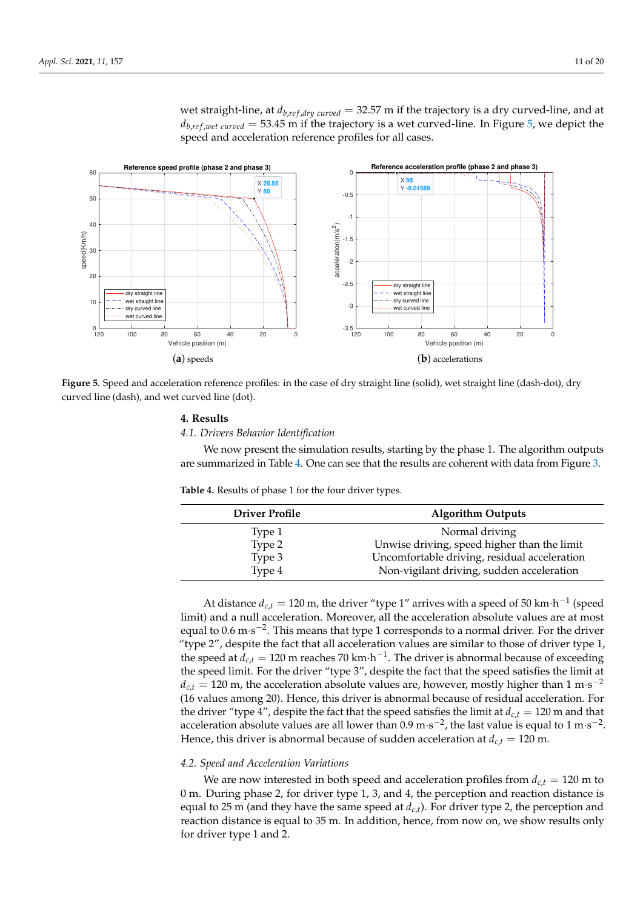wet straight-line, at $d_{b,ref,dry\ curved} = 32.57$ m if the trajectory is a dry curved-line, and at $d_{b,ref,wet\ curved} = 53.45$ m if the trajectory is a wet curved-line. In Figure 5, we depict the speed and acceleration reference profiles for all cases.

(**a**) speeds

(**b**) accelerations

**Figure 5.** Speed and acceleration reference profiles: in the case of dry straight line (solid), wet straight line (dash-dot), dry curved line (dash), and wet curved line (dot).

## 4. Results

### *4.1. Drivers Behavior Identification*

We now present the simulation results, starting by the phase 1. The algorithm outputs are summarized in Table 4. One can see that the results are coherent with data from Figure 3.

**Table 4.** Results of phase 1 for the four driver types.

| Driver Profile | Algorithm Outputs |
| --- | --- |
| Type 1 | Normal driving |
| Type 2 | Unwise driving, speed higher than the limit |
| Type 3 | Uncomfortable driving, residual acceleration |
| Type 4 | Non-vigilant driving, sudden acceleration |

At distance $d_{c,t} = 120$ m, the driver "type 1" arrives with a speed of 50 km·h$^{-1}$ (speed limit) and a null acceleration. Moreover, all the acceleration absolute values are at most equal to 0.6 m·s$^{-2}$. This means that type 1 corresponds to a normal driver. For the driver "type 2", despite the fact that all acceleration values are similar to those of driver type 1, the speed at $d_{c,t} = 120$ m reaches 70 km·h$^{-1}$. The driver is abnormal because of exceeding the speed limit. For the driver "type 3", despite the fact that the speed satisfies the limit at $d_{c,t} = 120$ m, the acceleration absolute values are, however, mostly higher than 1 m·s$^{-2}$ (16 values among 20). Hence, this driver is abnormal because of residual acceleration. For the driver "type 4", despite the fact that the speed satisfies the limit at $d_{c,t} = 120$ m and that acceleration absolute values are all lower than 0.9 m·s$^{-2}$, the last value is equal to 1 m·s$^{-2}$. Hence, this driver is abnormal because of sudden acceleration at $d_{c,t} = 120$ m.

### *4.2. Speed and Acceleration Variations*

We are now interested in both speed and acceleration profiles from $d_{c,t} = 120$ m to 0 m. During phase 2, for driver type 1, 3, and 4, the perception and reaction distance is equal to 25 m (and they have the same speed at $d_{c,t}$). For driver type 2, the perception and reaction distance is equal to 35 m. In addition, hence, from now on, we show results only for driver type 1 and 2.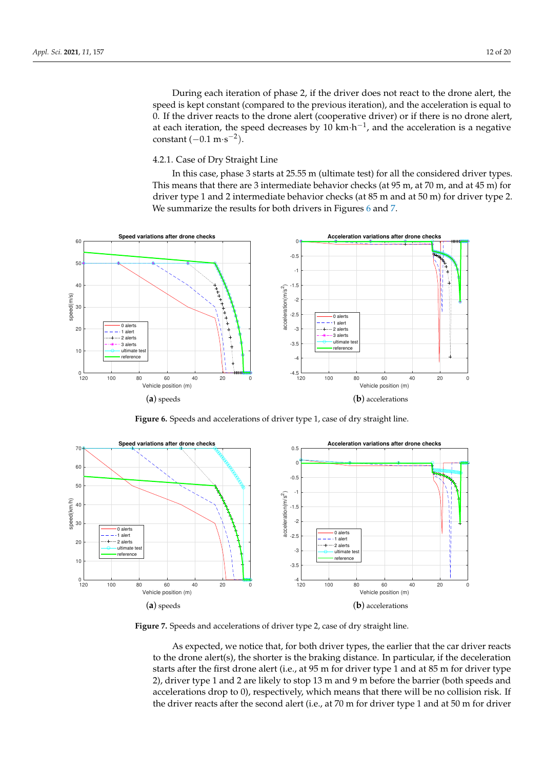During each iteration of phase 2, if the driver does not react to the drone alert, the speed is kept constant (compared to the previous iteration), and the acceleration is equal to 0. If the driver reacts to the drone alert (cooperative driver) or if there is no drone alert, at each iteration, the speed decreases by 10 $\text{km}\cdot\text{h}^{-1}$, and the acceleration is a negative constant ($-0.1\ \text{m}\cdot\text{s}^{-2}$).

### 4.2.1. Case of Dry Straight Line

In this case, phase 3 starts at 25.55 m (ultimate test) for all the considered driver types. This means that there are 3 intermediate behavior checks (at 95 m, at 70 m, and at 45 m) for driver type 1 and 2 intermediate behavior checks (at 85 m and at 50 m) for driver type 2. We summarize the results for both drivers in Figures 6 and 7.

(**a**) speeds

(**b**) accelerations

**Figure 6.** Speeds and accelerations of driver type 1, case of dry straight line.

(**a**) speeds

(**b**) accelerations

**Figure 7.** Speeds and accelerations of driver type 2, case of dry straight line.

As expected, we notice that, for both driver types, the earlier that the car driver reacts to the drone alert(s), the shorter is the braking distance. In particular, if the deceleration starts after the first drone alert (i.e., at 95 m for driver type 1 and at 85 m for driver type 2), driver type 1 and 2 are likely to stop 13 m and 9 m before the barrier (both speeds and accelerations drop to 0), respectively, which means that there will be no collision risk. If the driver reacts after the second alert (i.e., at 70 m for driver type 1 and at 50 m for driver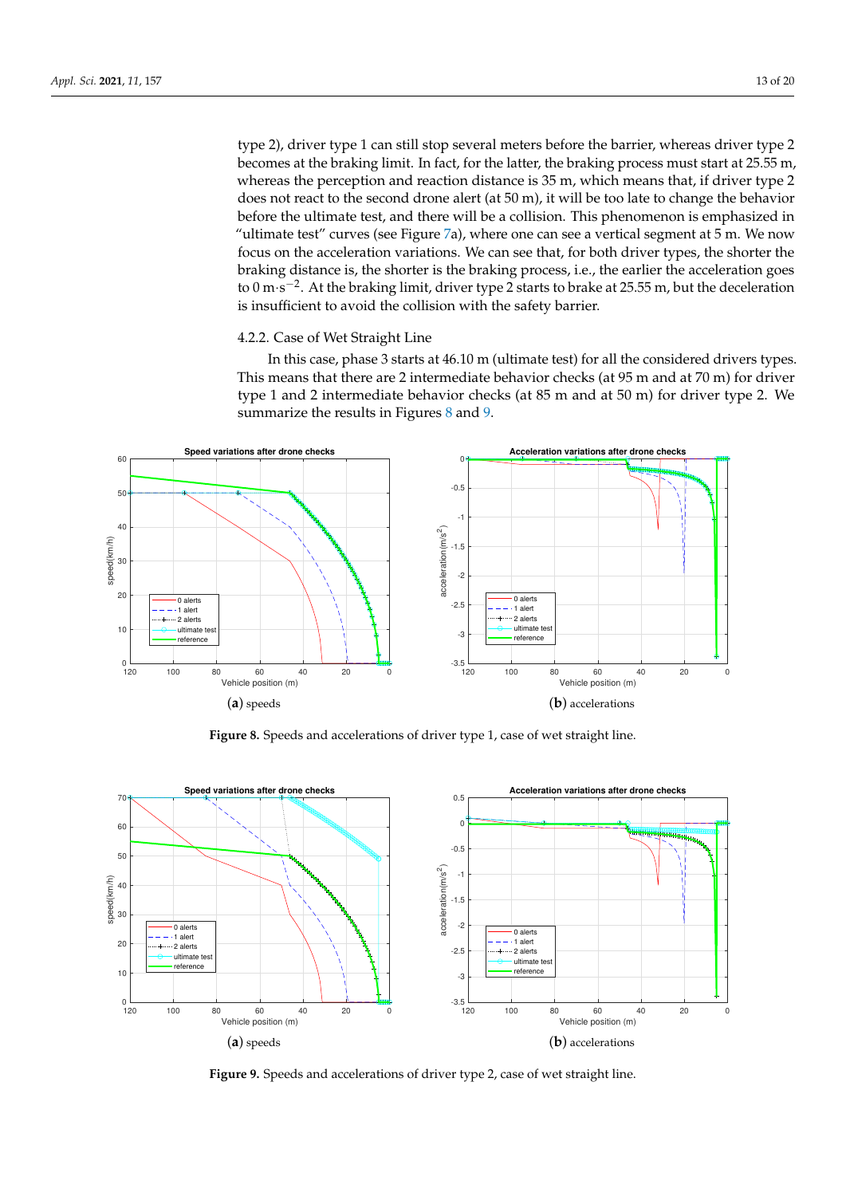type 2), driver type 1 can still stop several meters before the barrier, whereas driver type 2 becomes at the braking limit. In fact, for the latter, the braking process must start at 25.55 m, whereas the perception and reaction distance is 35 m, which means that, if driver type 2 does not react to the second drone alert (at 50 m), it will be too late to change the behavior before the ultimate test, and there will be a collision. This phenomenon is emphasized in "ultimate test" curves (see Figure 7a), where one can see a vertical segment at 5 m. We now focus on the acceleration variations. We can see that, for both driver types, the shorter the braking distance is, the shorter is the braking process, i.e., the earlier the acceleration goes to 0 m·s$^{-2}$. At the braking limit, driver type 2 starts to brake at 25.55 m, but the deceleration is insufficient to avoid the collision with the safety barrier.

#### 4.2.2. Case of Wet Straight Line

In this case, phase 3 starts at 46.10 m (ultimate test) for all the considered drivers types. This means that there are 2 intermediate behavior checks (at 95 m and at 70 m) for driver type 1 and 2 intermediate behavior checks (at 85 m and at 50 m) for driver type 2. We summarize the results in Figures 8 and 9.

(**a**) speeds (**b**) accelerations

**Figure 8.** Speeds and accelerations of driver type 1, case of wet straight line.

(**a**) speeds (**b**) accelerations

**Figure 9.** Speeds and accelerations of driver type 2, case of wet straight line.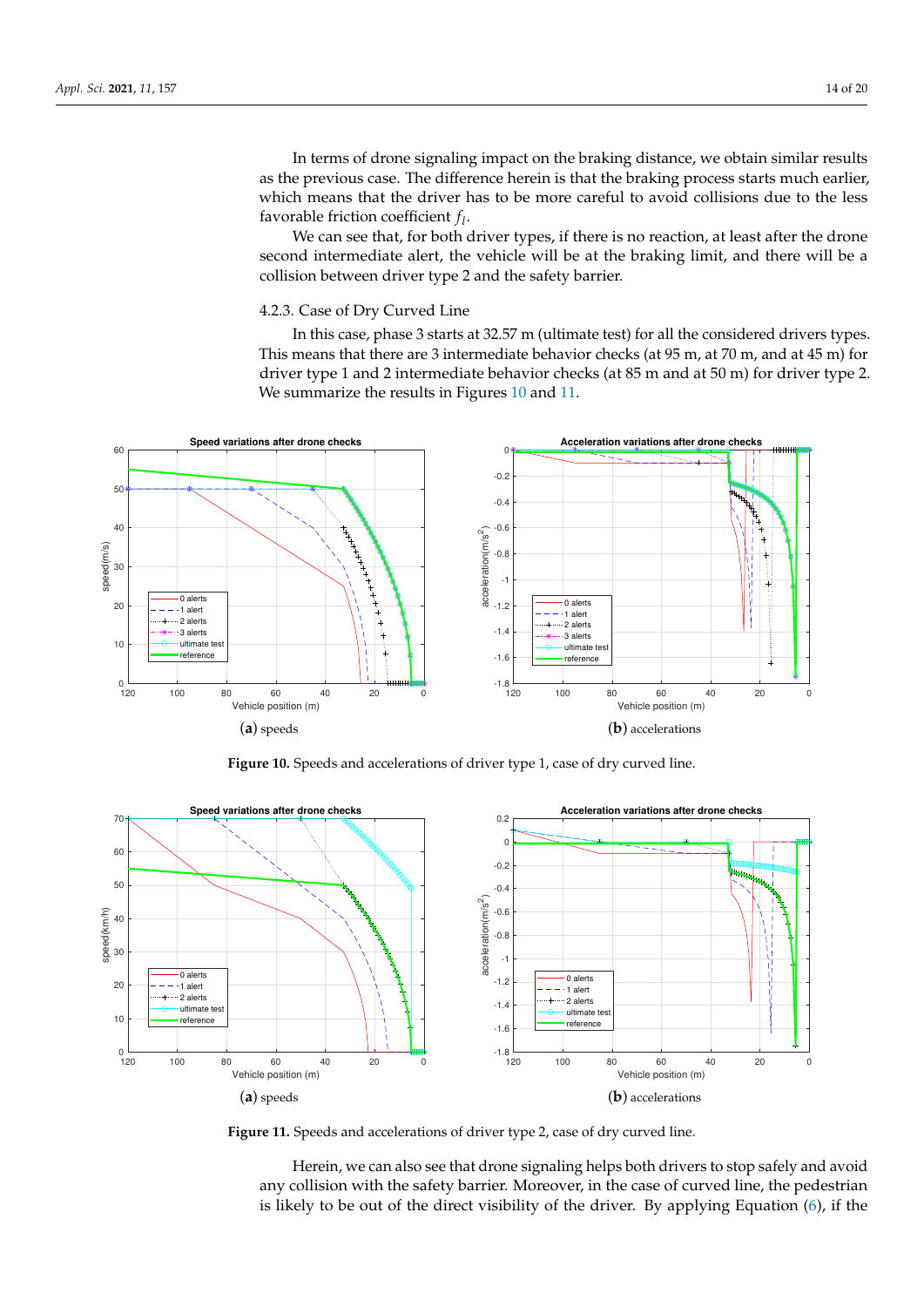In terms of drone signaling impact on the braking distance, we obtain similar results as the previous case. The difference herein is that the braking process starts much earlier, which means that the driver has to be more careful to avoid collisions due to the less favorable friction coefficient $f_l$.

We can see that, for both driver types, if there is no reaction, at least after the drone second intermediate alert, the vehicle will be at the braking limit, and there will be a collision between driver type 2 and the safety barrier.

#### 4.2.3. Case of Dry Curved Line

In this case, phase 3 starts at 32.57 m (ultimate test) for all the considered drivers types. This means that there are 3 intermediate behavior checks (at 95 m, at 70 m, and at 45 m) for driver type 1 and 2 intermediate behavior checks (at 85 m and at 50 m) for driver type 2. We summarize the results in Figures 10 and 11.

(**a**) speeds

(**b**) accelerations

**Figure 10.** Speeds and accelerations of driver type 1, case of dry curved line.

(**a**) speeds

(**b**) accelerations

**Figure 11.** Speeds and accelerations of driver type 2, case of dry curved line.

Herein, we can also see that drone signaling helps both drivers to stop safely and avoid any collision with the safety barrier. Moreover, in the case of curved line, the pedestrian is likely to be out of the direct visibility of the driver. By applying Equation (6), if the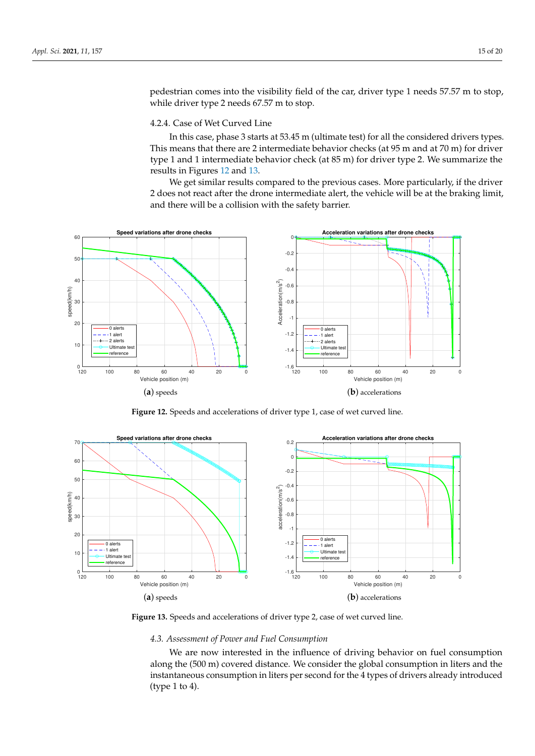pedestrian comes into the visibility field of the car, driver type 1 needs 57.57 m to stop, while driver type 2 needs 67.57 m to stop.

#### 4.2.4. Case of Wet Curved Line

In this case, phase 3 starts at 53.45 m (ultimate test) for all the considered drivers types. This means that there are 2 intermediate behavior checks (at 95 m and at 70 m) for driver type 1 and 1 intermediate behavior check (at 85 m) for driver type 2. We summarize the results in Figures 12 and 13.

We get similar results compared to the previous cases. More particularly, if the driver 2 does not react after the drone intermediate alert, the vehicle will be at the braking limit, and there will be a collision with the safety barrier.

(**a**) speeds

(**b**) accelerations

**Figure 12.** Speeds and accelerations of driver type 1, case of wet curved line.

(**a**) speeds

(**b**) accelerations

**Figure 13.** Speeds and accelerations of driver type 2, case of wet curved line.

### *4.3. Assessment of Power and Fuel Consumption*

We are now interested in the influence of driving behavior on fuel consumption along the (500 m) covered distance. We consider the global consumption in liters and the instantaneous consumption in liters per second for the 4 types of drivers already introduced (type 1 to 4).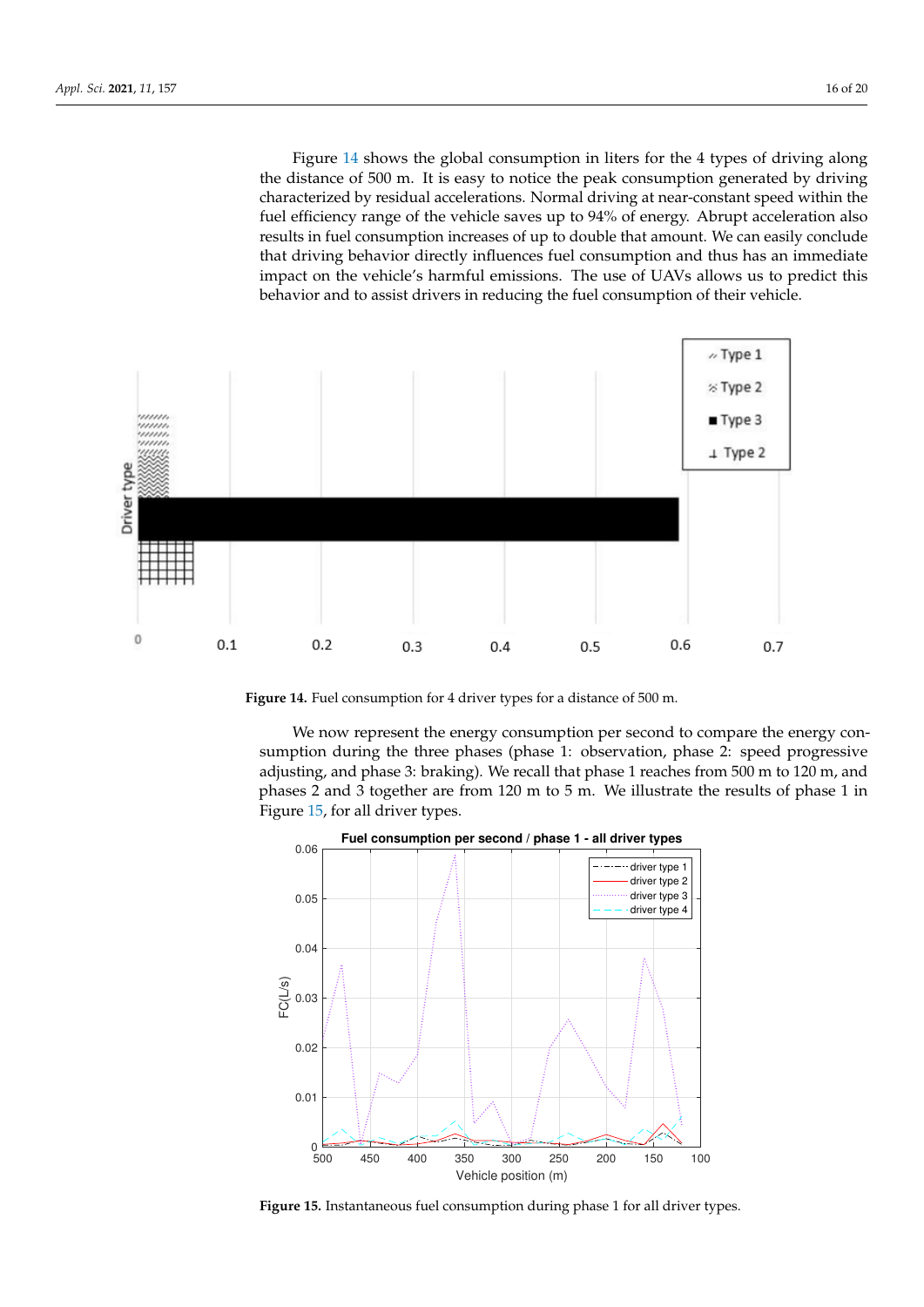Figure 14 shows the global consumption in liters for the 4 types of driving along the distance of 500 m. It is easy to notice the peak consumption generated by driving characterized by residual accelerations. Normal driving at near-constant speed within the fuel efficiency range of the vehicle saves up to 94% of energy. Abrupt acceleration also results in fuel consumption increases of up to double that amount. We can easily conclude that driving behavior directly influences fuel consumption and thus has an immediate impact on the vehicle's harmful emissions. The use of UAVs allows us to predict this behavior and to assist drivers in reducing the fuel consumption of their vehicle.

**Figure 14.** Fuel consumption for 4 driver types for a distance of 500 m.

We now represent the energy consumption per second to compare the energy consumption during the three phases (phase 1: observation, phase 2: speed progressive adjusting, and phase 3: braking). We recall that phase 1 reaches from 500 m to 120 m, and phases 2 and 3 together are from 120 m to 5 m. We illustrate the results of phase 1 in Figure 15, for all driver types.

**Figure 15.** Instantaneous fuel consumption during phase 1 for all driver types.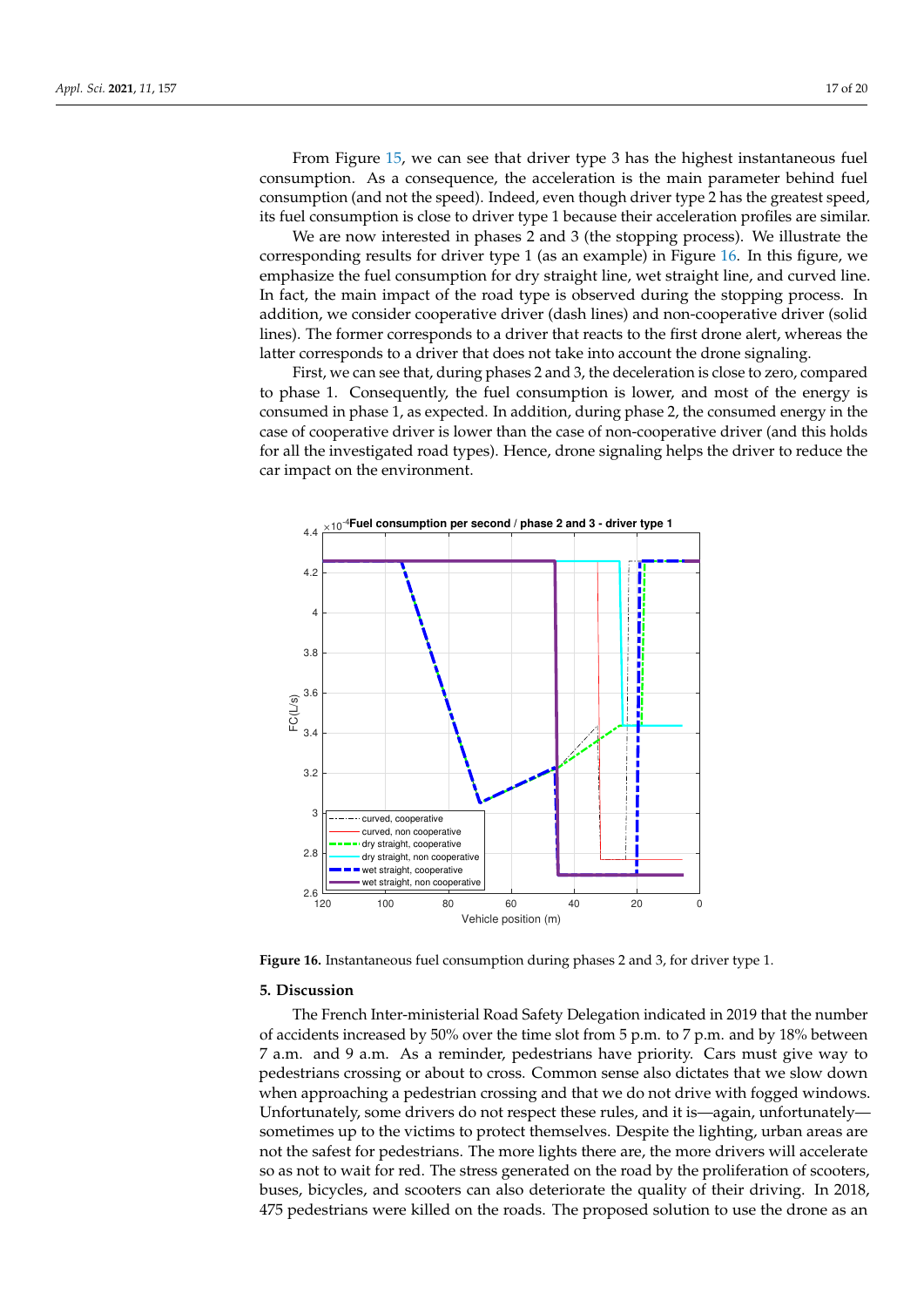From Figure 15, we can see that driver type 3 has the highest instantaneous fuel consumption. As a consequence, the acceleration is the main parameter behind fuel consumption (and not the speed). Indeed, even though driver type 2 has the greatest speed, its fuel consumption is close to driver type 1 because their acceleration profiles are similar.

We are now interested in phases 2 and 3 (the stopping process). We illustrate the corresponding results for driver type 1 (as an example) in Figure 16. In this figure, we emphasize the fuel consumption for dry straight line, wet straight line, and curved line. In fact, the main impact of the road type is observed during the stopping process. In addition, we consider cooperative driver (dash lines) and non-cooperative driver (solid lines). The former corresponds to a driver that reacts to the first drone alert, whereas the latter corresponds to a driver that does not take into account the drone signaling.

First, we can see that, during phases 2 and 3, the deceleration is close to zero, compared to phase 1. Consequently, the fuel consumption is lower, and most of the energy is consumed in phase 1, as expected. In addition, during phase 2, the consumed energy in the case of cooperative driver is lower than the case of non-cooperative driver (and this holds for all the investigated road types). Hence, drone signaling helps the driver to reduce the car impact on the environment.

**Figure 16.** Instantaneous fuel consumption during phases 2 and 3, for driver type 1.

## 5. Discussion

The French Inter-ministerial Road Safety Delegation indicated in 2019 that the number of accidents increased by 50% over the time slot from 5 p.m. to 7 p.m. and by 18% between 7 a.m. and 9 a.m. As a reminder, pedestrians have priority. Cars must give way to pedestrians crossing or about to cross. Common sense also dictates that we slow down when approaching a pedestrian crossing and that we do not drive with fogged windows. Unfortunately, some drivers do not respect these rules, and it is—again, unfortunately—sometimes up to the victims to protect themselves. Despite the lighting, urban areas are not the safest for pedestrians. The more lights there are, the more drivers will accelerate so as not to wait for red. The stress generated on the road by the proliferation of scooters, buses, bicycles, and scooters can also deteriorate the quality of their driving. In 2018, 475 pedestrians were killed on the roads. The proposed solution to use the drone as an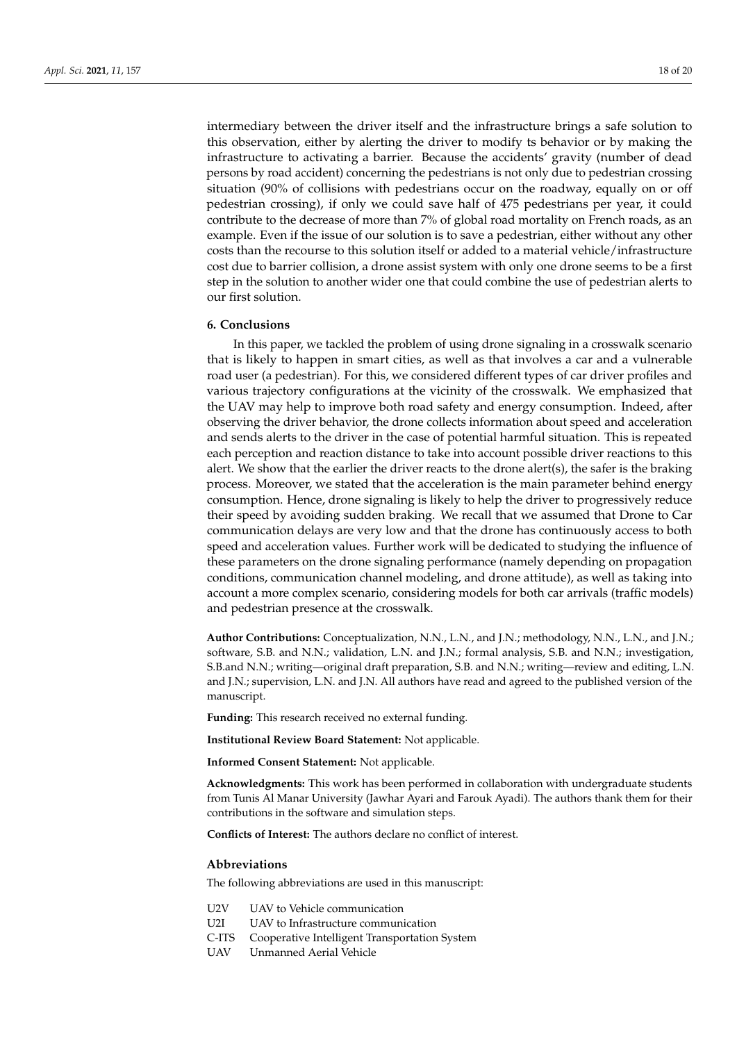intermediary between the driver itself and the infrastructure brings a safe solution to this observation, either by alerting the driver to modify ts behavior or by making the infrastructure to activating a barrier. Because the accidents' gravity (number of dead persons by road accident) concerning the pedestrians is not only due to pedestrian crossing situation (90% of collisions with pedestrians occur on the roadway, equally on or off pedestrian crossing), if only we could save half of 475 pedestrians per year, it could contribute to the decrease of more than 7% of global road mortality on French roads, as an example. Even if the issue of our solution is to save a pedestrian, either without any other costs than the recourse to this solution itself or added to a material vehicle/infrastructure cost due to barrier collision, a drone assist system with only one drone seems to be a first step in the solution to another wider one that could combine the use of pedestrian alerts to our first solution.

## 6. Conclusions

In this paper, we tackled the problem of using drone signaling in a crosswalk scenario that is likely to happen in smart cities, as well as that involves a car and a vulnerable road user (a pedestrian). For this, we considered different types of car driver profiles and various trajectory configurations at the vicinity of the crosswalk. We emphasized that the UAV may help to improve both road safety and energy consumption. Indeed, after observing the driver behavior, the drone collects information about speed and acceleration and sends alerts to the driver in the case of potential harmful situation. This is repeated each perception and reaction distance to take into account possible driver reactions to this alert. We show that the earlier the driver reacts to the drone alert(s), the safer is the braking process. Moreover, we stated that the acceleration is the main parameter behind energy consumption. Hence, drone signaling is likely to help the driver to progressively reduce their speed by avoiding sudden braking. We recall that we assumed that Drone to Car communication delays are very low and that the drone has continuously access to both speed and acceleration values. Further work will be dedicated to studying the influence of these parameters on the drone signaling performance (namely depending on propagation conditions, communication channel modeling, and drone attitude), as well as taking into account a more complex scenario, considering models for both car arrivals (traffic models) and pedestrian presence at the crosswalk.

**Author Contributions:** Conceptualization, N.N., L.N., and J.N.; methodology, N.N., L.N., and J.N.; software, S.B. and N.N.; validation, L.N. and J.N.; formal analysis, S.B. and N.N.; investigation, S.B.and N.N.; writing—original draft preparation, S.B. and N.N.; writing—review and editing, L.N. and J.N.; supervision, L.N. and J.N. All authors have read and agreed to the published version of the manuscript.

**Funding:** This research received no external funding.

**Institutional Review Board Statement:** Not applicable.

**Informed Consent Statement:** Not applicable.

**Acknowledgments:** This work has been performed in collaboration with undergraduate students from Tunis Al Manar University (Jawhar Ayari and Farouk Ayadi). The authors thank them for their contributions in the software and simulation steps.

**Conflicts of Interest:** The authors declare no conflict of interest.

## Abbreviations

The following abbreviations are used in this manuscript:

| | |
|---|---|
| U2V | UAV to Vehicle communication |
| U2I | UAV to Infrastructure communication |
| C-ITS | Cooperative Intelligent Transportation System |
| UAV | Unmanned Aerial Vehicle |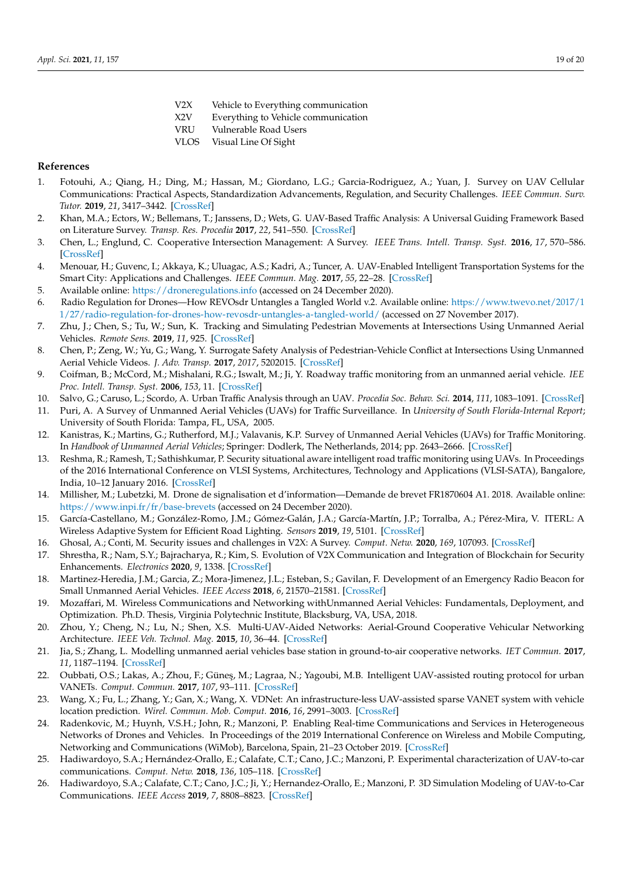| | |
|---|---|
| V2X | Vehicle to Everything communication |
| X2V | Everything to Vehicle communication |
| VRU | Vulnerable Road Users |
| VLOS | Visual Line Of Sight |

## References

1. Fotouhi, A.; Qiang, H.; Ding, M.; Hassan, M.; Giordano, L.G.; Garcia-Rodriguez, A.; Yuan, J. Survey on UAV Cellular Communications: Practical Aspects, Standardization Advancements, Regulation, and Security Challenges. *IEEE Commun. Surv. Tutor.* **2019**, *21*, 3417–3442. [CrossRef]
2. Khan, M.A.; Ectors, W.; Bellemans, T.; Janssens, D.; Wets, G. UAV-Based Traffic Analysis: A Universal Guiding Framework Based on Literature Survey. *Transp. Res. Procedia* **2017**, *22*, 541–550. [CrossRef]
3. Chen, L.; Englund, C. Cooperative Intersection Management: A Survey. *IEEE Trans. Intell. Transp. Syst.* **2016**, *17*, 570–586. [CrossRef]
4. Menouar, H.; Guvenc, I.; Akkaya, K.; Uluagac, A.S.; Kadri, A.; Tuncer, A. UAV-Enabled Intelligent Transportation Systems for the Smart City: Applications and Challenges. *IEEE Commun. Mag.* **2017**, *55*, 22–28. [CrossRef]
5. Available online: https://droneregulations.info (accessed on 24 December 2020).
6. Radio Regulation for Drones—How REVOsdr Untangles a Tangled World v.2. Available online: https://www.twevo.net/2017/11/27/radio-regulation-for-drones-how-revosdr-untangles-a-tangled-world/ (accessed on 27 November 2017).
7. Zhu, J.; Chen, S.; Tu, W.; Sun, K. Tracking and Simulating Pedestrian Movements at Intersections Using Unmanned Aerial Vehicles. *Remote Sens.* **2019**, *11*, 925. [CrossRef]
8. Chen, P.; Zeng, W.; Yu, G.; Wang, Y. Surrogate Safety Analysis of Pedestrian-Vehicle Conflict at Intersections Using Unmanned Aerial Vehicle Videos. *J. Adv. Transp.* **2017**, *2017*, 5202015. [CrossRef]
9. Coifman, B.; McCord, M.; Mishalani, R.G.; Iswalt, M.; Ji, Y. Roadway traffic monitoring from an unmanned aerial vehicle. *IEE Proc. Intell. Transp. Syst.* **2006**, *153*, 11. [CrossRef]
10. Salvo, G.; Caruso, L.; Scordo, A. Urban Traffic Analysis through an UAV. *Procedia Soc. Behav. Sci.* **2014**, *111*, 1083–1091. [CrossRef]
11. Puri, A. A Survey of Unmanned Aerial Vehicles (UAVs) for Traffic Surveillance. In *University of South Florida-Internal Report*; University of South Florida: Tampa, FL, USA, 2005.
12. Kanistras, K.; Martins, G.; Rutherford, M.J.; Valavanis, K.P. Survey of Unmanned Aerial Vehicles (UAVs) for Traffic Monitoring. In *Handbook of Unmanned Aerial Vehicles*; Springer: Dodlerk, The Netherlands, 2014; pp. 2643–2666. [CrossRef]
13. Reshma, R.; Ramesh, T.; Sathishkumar, P. Security situational aware intelligent road traffic monitoring using UAVs. In Proceedings of the 2016 International Conference on VLSI Systems, Architectures, Technology and Applications (VLSI-SATA), Bangalore, India, 10–12 January 2016. [CrossRef]
14. Millisher, M.; Lubetzki, M. Drone de signalisation et d'information—Demande de brevet FR1870604 A1. 2018. Available online: https://www.inpi.fr/fr/base-brevets (accessed on 24 December 2020).
15. García-Castellano, M.; González-Romo, J.M.; Gómez-Galán, J.A.; García-Martín, J.P.; Torralba, A.; Pérez-Mira, V. ITERL: A Wireless Adaptive System for Efficient Road Lighting. *Sensors* **2019**, *19*, 5101. [CrossRef]
16. Ghosal, A.; Conti, M. Security issues and challenges in V2X: A Survey. *Comput. Netw.* **2020**, *169*, 107093. [CrossRef]
17. Shrestha, R.; Nam, S.Y.; Bajracharya, R.; Kim, S. Evolution of V2X Communication and Integration of Blockchain for Security Enhancements. *Electronics* **2020**, *9*, 1338. [CrossRef]
18. Martinez-Heredia, J.M.; Garcia, Z.; Mora-Jimenez, J.L.; Esteban, S.; Gavilan, F. Development of an Emergency Radio Beacon for Small Unmanned Aerial Vehicles. *IEEE Access* **2018**, *6*, 21570–21581. [CrossRef]
19. Mozaffari, M. Wireless Communications and Networking withUnmanned Aerial Vehicles: Fundamentals, Deployment, and Optimization. Ph.D. Thesis, Virginia Polytechnic Institute, Blacksburg, VA, USA, 2018.
20. Zhou, Y.; Cheng, N.; Lu, N.; Shen, X.S. Multi-UAV-Aided Networks: Aerial-Ground Cooperative Vehicular Networking Architecture. *IEEE Veh. Technol. Mag.* **2015**, *10*, 36–44. [CrossRef]
21. Jia, S.; Zhang, L. Modelling unmanned aerial vehicles base station in ground-to-air cooperative networks. *IET Commun.* **2017**, *11*, 1187–1194. [CrossRef]
22. Oubbati, O.S.; Lakas, A.; Zhou, F.; Güneş, M.; Lagraa, N.; Yagoubi, M.B. Intelligent UAV-assisted routing protocol for urban VANETs. *Comput. Commun.* **2017**, *107*, 93–111. [CrossRef]
23. Wang, X.; Fu, L.; Zhang, Y.; Gan, X.; Wang, X. VDNet: An infrastructure-less UAV-assisted sparse VANET system with vehicle location prediction. *Wirel. Commun. Mob. Comput.* **2016**, *16*, 2991–3003. [CrossRef]
24. Radenkovic, M.; Huynh, V.S.H.; John, R.; Manzoni, P. Enabling Real-time Communications and Services in Heterogeneous Networks of Drones and Vehicles. In Proceedings of the 2019 International Conference on Wireless and Mobile Computing, Networking and Communications (WiMob), Barcelona, Spain, 21–23 October 2019. [CrossRef]
25. Hadiwardoyo, S.A.; Hernández-Orallo, E.; Calafate, C.T.; Cano, J.C.; Manzoni, P. Experimental characterization of UAV-to-car communications. *Comput. Netw.* **2018**, *136*, 105–118. [CrossRef]
26. Hadiwardoyo, S.A.; Calafate, C.T.; Cano, J.C.; Ji, Y.; Hernandez-Orallo, E.; Manzoni, P. 3D Simulation Modeling of UAV-to-Car Communications. *IEEE Access* **2019**, *7*, 8808–8823. [CrossRef]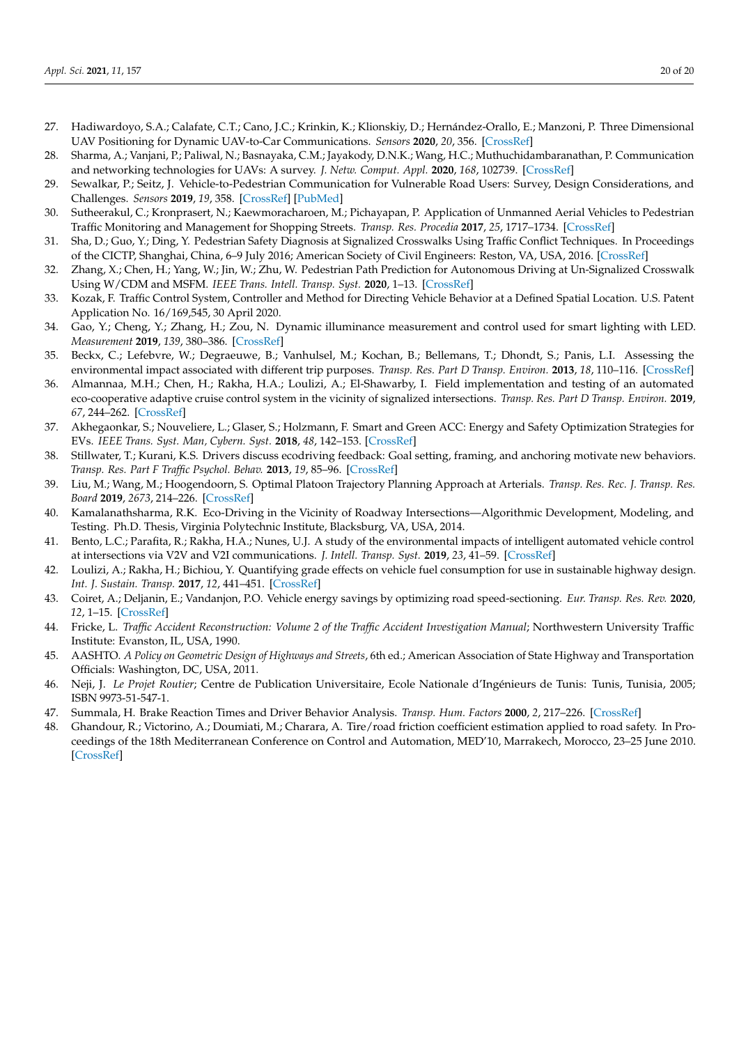27. Hadiwardoyo, S.A.; Calafate, C.T.; Cano, J.C.; Krinkin, K.; Klionskiy, D.; Hernández-Orallo, E.; Manzoni, P. Three Dimensional UAV Positioning for Dynamic UAV-to-Car Communications. *Sensors* **2020**, *20*, 356. [CrossRef]
28. Sharma, A.; Vanjani, P.; Paliwal, N.; Basnayaka, C.M.; Jayakody, D.N.K.; Wang, H.C.; Muthuchidambaranathan, P. Communication and networking technologies for UAVs: A survey. *J. Netw. Comput. Appl.* **2020**, *168*, 102739. [CrossRef]
29. Sewalkar, P.; Seitz, J. Vehicle-to-Pedestrian Communication for Vulnerable Road Users: Survey, Design Considerations, and Challenges. *Sensors* **2019**, *19*, 358. [CrossRef] [PubMed]
30. Sutheerakul, C.; Kronprasert, N.; Kaewmoracharoen, M.; Pichayapan, P. Application of Unmanned Aerial Vehicles to Pedestrian Traffic Monitoring and Management for Shopping Streets. *Transp. Res. Procedia* **2017**, *25*, 1717–1734. [CrossRef]
31. Sha, D.; Guo, Y.; Ding, Y. Pedestrian Safety Diagnosis at Signalized Crosswalks Using Traffic Conflict Techniques. In Proceedings of the CICTP, Shanghai, China, 6–9 July 2016; American Society of Civil Engineers: Reston, VA, USA, 2016. [CrossRef]
32. Zhang, X.; Chen, H.; Yang, W.; Jin, W.; Zhu, W. Pedestrian Path Prediction for Autonomous Driving at Un-Signalized Crosswalk Using W/CDM and MSFM. *IEEE Trans. Intell. Transp. Syst.* **2020**, 1–13. [CrossRef]
33. Kozak, F. Traffic Control System, Controller and Method for Directing Vehicle Behavior at a Defined Spatial Location. U.S. Patent Application No. 16/169,545, 30 April 2020.
34. Gao, Y.; Cheng, Y.; Zhang, H.; Zou, N. Dynamic illuminance measurement and control used for smart lighting with LED. *Measurement* **2019**, *139*, 380–386. [CrossRef]
35. Beckx, C.; Lefebvre, W.; Degraeuwe, B.; Vanhulsel, M.; Kochan, B.; Bellemans, T.; Dhondt, S.; Panis, L.I. Assessing the environmental impact associated with different trip purposes. *Transp. Res. Part D Transp. Environ.* **2013**, *18*, 110–116. [CrossRef]
36. Almannaa, M.H.; Chen, H.; Rakha, H.A.; Loulizi, A.; El-Shawarby, I. Field implementation and testing of an automated eco-cooperative adaptive cruise control system in the vicinity of signalized intersections. *Transp. Res. Part D Transp. Environ.* **2019**, *67*, 244–262. [CrossRef]
37. Akhegaonkar, S.; Nouveliere, L.; Glaser, S.; Holzmann, F. Smart and Green ACC: Energy and Safety Optimization Strategies for EVs. *IEEE Trans. Syst. Man, Cybern. Syst.* **2018**, *48*, 142–153. [CrossRef]
38. Stillwater, T.; Kurani, K.S. Drivers discuss ecodriving feedback: Goal setting, framing, and anchoring motivate new behaviors. *Transp. Res. Part F Traffic Psychol. Behav.* **2013**, *19*, 85–96. [CrossRef]
39. Liu, M.; Wang, M.; Hoogendoorn, S. Optimal Platoon Trajectory Planning Approach at Arterials. *Transp. Res. Rec. J. Transp. Res. Board* **2019**, *2673*, 214–226. [CrossRef]
40. Kamalanathsharma, R.K. Eco-Driving in the Vicinity of Roadway Intersections—Algorithmic Development, Modeling, and Testing. Ph.D. Thesis, Virginia Polytechnic Institute, Blacksburg, VA, USA, 2014.
41. Bento, L.C.; Parafita, R.; Rakha, H.A.; Nunes, U.J. A study of the environmental impacts of intelligent automated vehicle control at intersections via V2V and V2I communications. *J. Intell. Transp. Syst.* **2019**, *23*, 41–59. [CrossRef]
42. Loulizi, A.; Rakha, H.; Bichiou, Y. Quantifying grade effects on vehicle fuel consumption for use in sustainable highway design. *Int. J. Sustain. Transp.* **2017**, *12*, 441–451. [CrossRef]
43. Coiret, A.; Deljanin, E.; Vandanjon, P.O. Vehicle energy savings by optimizing road speed-sectioning. *Eur. Transp. Res. Rev.* **2020**, *12*, 1–15. [CrossRef]
44. Fricke, L. *Traffic Accident Reconstruction: Volume 2 of the Traffic Accident Investigation Manual*; Northwestern University Traffic Institute: Evanston, IL, USA, 1990.
45. AASHTO. *A Policy on Geometric Design of Highways and Streets*, 6th ed.; American Association of State Highway and Transportation Officials: Washington, DC, USA, 2011.
46. Neji, J. *Le Projet Routier*; Centre de Publication Universitaire, Ecole Nationale d'Ingénieurs de Tunis: Tunis, Tunisia, 2005; ISBN 9973-51-547-1.
47. Summala, H. Brake Reaction Times and Driver Behavior Analysis. *Transp. Hum. Factors* **2000**, *2*, 217–226. [CrossRef]
48. Ghandour, R.; Victorino, A.; Doumiati, M.; Charara, A. Tire/road friction coefficient estimation applied to road safety. In Proceedings of the 18th Mediterranean Conference on Control and Automation, MED'10, Marrakech, Morocco, 23–25 June 2010. [CrossRef]